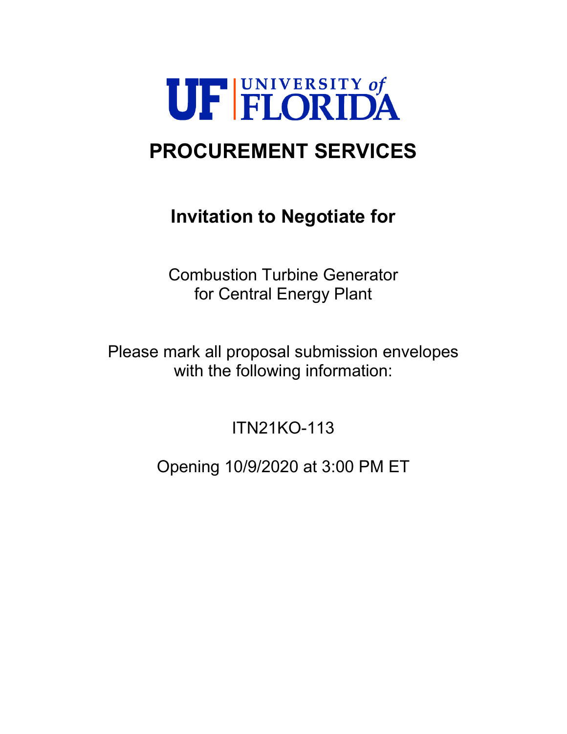UF UNIVERSITY of FLORIDA

# PROCUREMENT SERVICES

## Invitation to Negotiate for

Combustion Turbine Generator
for Central Energy Plant

Please mark all proposal submission envelopes
with the following information:

ITN21KO-113

Opening 10/9/2020 at 3:00 PM ET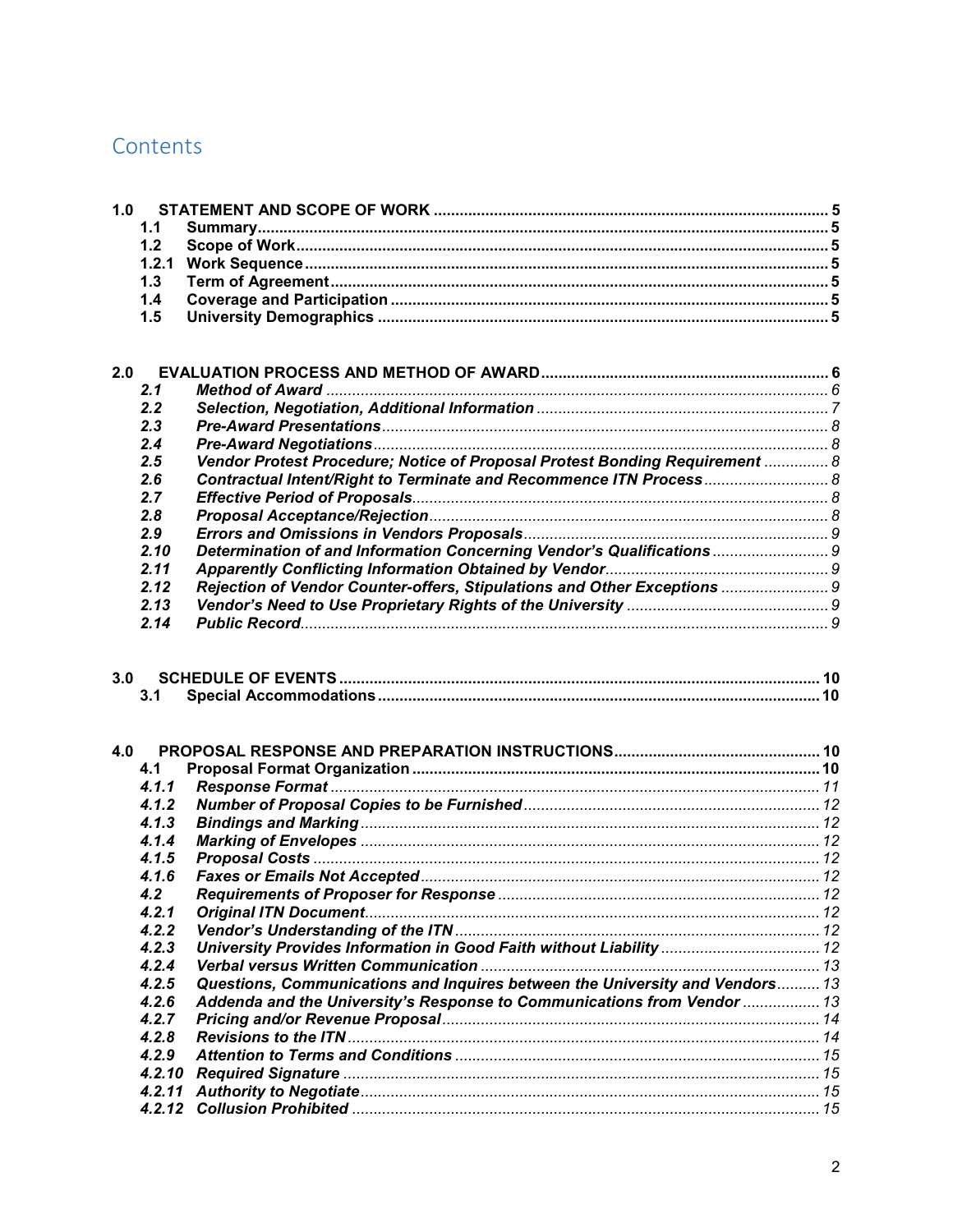# Contents

**1.0 STATEMENT AND SCOPE OF WORK** ........ **5**
- **1.1 Summary** ........ **5**
- **1.2 Scope of Work** ........ **5**
- **1.2.1 Work Sequence** ........ **5**
- **1.3 Term of Agreement** ........ **5**
- **1.4 Coverage and Participation** ........ **5**
- **1.5 University Demographics** ........ **5**

**2.0 EVALUATION PROCESS AND METHOD OF AWARD** ........ **6**
- ***2.1 Method of Award*** ........ *6*
- ***2.2 Selection, Negotiation, Additional Information*** ........ *7*
- ***2.3 Pre-Award Presentations*** ........ *8*
- ***2.4 Pre-Award Negotiations*** ........ *8*
- ***2.5 Vendor Protest Procedure; Notice of Proposal Protest Bonding Requirement*** ........ *8*
- ***2.6 Contractual Intent/Right to Terminate and Recommence ITN Process*** ........ *8*
- ***2.7 Effective Period of Proposals*** ........ *8*
- ***2.8 Proposal Acceptance/Rejection*** ........ *8*
- ***2.9 Errors and Omissions in Vendors Proposals*** ........ *9*
- ***2.10 Determination of and Information Concerning Vendor's Qualifications*** ........ *9*
- ***2.11 Apparently Conflicting Information Obtained by Vendor*** ........ *9*
- ***2.12 Rejection of Vendor Counter-offers, Stipulations and Other Exceptions*** ........ *9*
- ***2.13 Vendor's Need to Use Proprietary Rights of the University*** ........ *9*
- ***2.14 Public Record*** ........ *9*

**3.0 SCHEDULE OF EVENTS** ........ **10**
- **3.1 Special Accommodations** ........ **10**

**4.0 PROPOSAL RESPONSE AND PREPARATION INSTRUCTIONS** ........ **10**
- **4.1 Proposal Format Organization** ........ **10**
- ***4.1.1 Response Format*** ........ *11*
- ***4.1.2 Number of Proposal Copies to be Furnished*** ........ *12*
- ***4.1.3 Bindings and Marking*** ........ *12*
- ***4.1.4 Marking of Envelopes*** ........ *12*
- ***4.1.5 Proposal Costs*** ........ *12*
- ***4.1.6 Faxes or Emails Not Accepted*** ........ *12*
- ***4.2 Requirements of Proposer for Response*** ........ *12*
- ***4.2.1 Original ITN Document*** ........ *12*
- ***4.2.2 Vendor's Understanding of the ITN*** ........ *12*
- ***4.2.3 University Provides Information in Good Faith without Liability*** ........ *12*
- ***4.2.4 Verbal versus Written Communication*** ........ *13*
- ***4.2.5 Questions, Communications and Inquires between the University and Vendors*** ........ *13*
- ***4.2.6 Addenda and the University's Response to Communications from Vendor*** ........ *13*
- ***4.2.7 Pricing and/or Revenue Proposal*** ........ *14*
- ***4.2.8 Revisions to the ITN*** ........ *14*
- ***4.2.9 Attention to Terms and Conditions*** ........ *15*
- ***4.2.10 Required Signature*** ........ *15*
- ***4.2.11 Authority to Negotiate*** ........ *15*
- ***4.2.12 Collusion Prohibited*** ........ *15*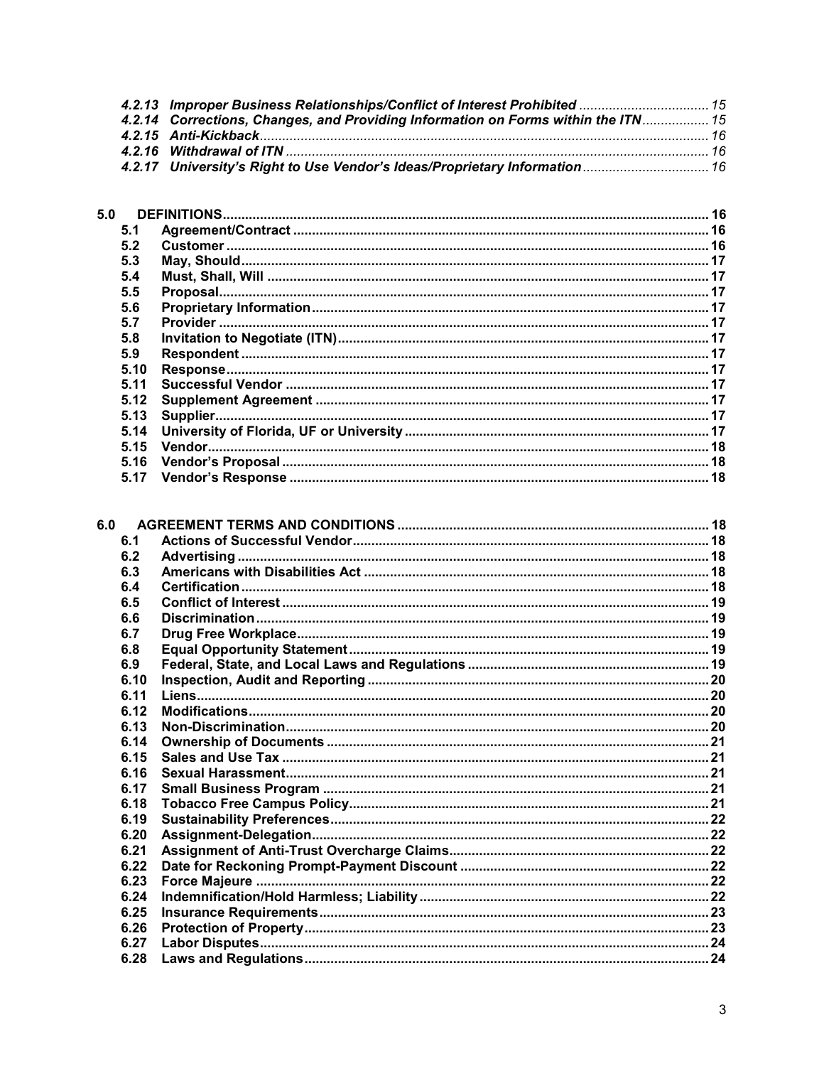*4.2.13 Improper Business Relationships/Conflict of Interest Prohibited* ..... 15
*4.2.14 Corrections, Changes, and Providing Information on Forms within the ITN* ..... 15
*4.2.15 Anti-Kickback* ..... 16
*4.2.16 Withdrawal of ITN* ..... 16
*4.2.17 University's Right to Use Vendor's Ideas/Proprietary Information* ..... 16

**5.0 DEFINITIONS** ..... 16
- **5.1 Agreement/Contract** ..... 16
- **5.2 Customer** ..... 16
- **5.3 May, Should** ..... 17
- **5.4 Must, Shall, Will** ..... 17
- **5.5 Proposal** ..... 17
- **5.6 Proprietary Information** ..... 17
- **5.7 Provider** ..... 17
- **5.8 Invitation to Negotiate (ITN)** ..... 17
- **5.9 Respondent** ..... 17
- **5.10 Response** ..... 17
- **5.11 Successful Vendor** ..... 17
- **5.12 Supplement Agreement** ..... 17
- **5.13 Supplier** ..... 17
- **5.14 University of Florida, UF or University** ..... 17
- **5.15 Vendor** ..... 18
- **5.16 Vendor's Proposal** ..... 18
- **5.17 Vendor's Response** ..... 18

**6.0 AGREEMENT TERMS AND CONDITIONS** ..... 18
- **6.1 Actions of Successful Vendor** ..... 18
- **6.2 Advertising** ..... 18
- **6.3 Americans with Disabilities Act** ..... 18
- **6.4 Certification** ..... 18
- **6.5 Conflict of Interest** ..... 19
- **6.6 Discrimination** ..... 19
- **6.7 Drug Free Workplace** ..... 19
- **6.8 Equal Opportunity Statement** ..... 19
- **6.9 Federal, State, and Local Laws and Regulations** ..... 19
- **6.10 Inspection, Audit and Reporting** ..... 20
- **6.11 Liens** ..... 20
- **6.12 Modifications** ..... 20
- **6.13 Non-Discrimination** ..... 20
- **6.14 Ownership of Documents** ..... 21
- **6.15 Sales and Use Tax** ..... 21
- **6.16 Sexual Harassment** ..... 21
- **6.17 Small Business Program** ..... 21
- **6.18 Tobacco Free Campus Policy** ..... 21
- **6.19 Sustainability Preferences** ..... 22
- **6.20 Assignment-Delegation** ..... 22
- **6.21 Assignment of Anti-Trust Overcharge Claims** ..... 22
- **6.22 Date for Reckoning Prompt-Payment Discount** ..... 22
- **6.23 Force Majeure** ..... 22
- **6.24 Indemnification/Hold Harmless; Liability** ..... 22
- **6.25 Insurance Requirements** ..... 23
- **6.26 Protection of Property** ..... 23
- **6.27 Labor Disputes** ..... 24
- **6.28 Laws and Regulations** ..... 24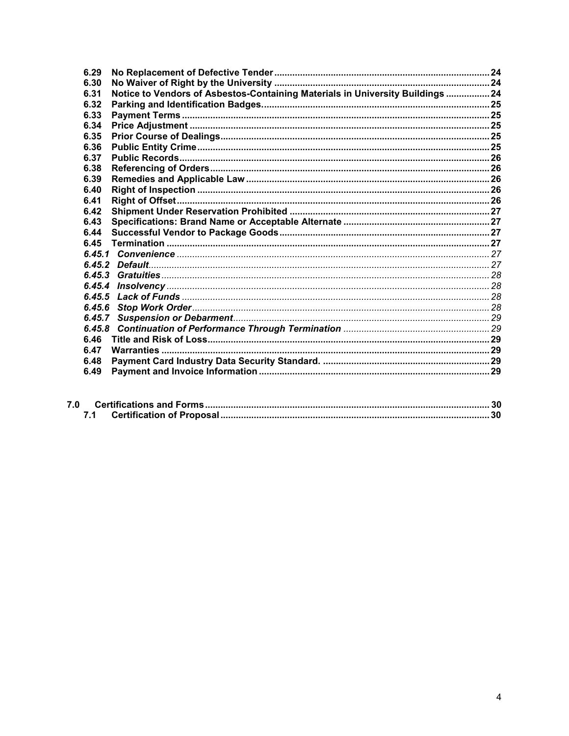6.29 **No Replacement of Defective Tender** .... 24
6.30 **No Waiver of Right by the University** .... 24
6.31 **Notice to Vendors of Asbestos-Containing Materials in University Buildings** .... 24
6.32 **Parking and Identification Badges.** .... 25
6.33 **Payment Terms** .... 25
6.34 **Price Adjustment** .... 25
6.35 **Prior Course of Dealings** .... 25
6.36 **Public Entity Crime** .... 25
6.37 **Public Records** .... 26
6.38 **Referencing of Orders** .... 26
6.39 **Remedies and Applicable Law** .... 26
6.40 **Right of Inspection** .... 26
6.41 **Right of Offset** .... 26
6.42 **Shipment Under Reservation Prohibited** .... 27
6.43 **Specifications: Brand Name or Acceptable Alternate** .... 27
6.44 **Successful Vendor to Package Goods** .... 27
6.45 **Termination** .... 27
*6.45.1 **Convenience*** .... 27
*6.45.2 **Default*** .... 27
*6.45.3 **Gratuities*** .... 28
*6.45.4 **Insolvency*** .... 28
*6.45.5 **Lack of Funds*** .... 28
*6.45.6 **Stop Work Order*** .... 28
*6.45.7 **Suspension or Debarment*** .... 29
*6.45.8 **Continuation of Performance Through Termination*** .... 29
6.46 **Title and Risk of Loss** .... 29
6.47 **Warranties** .... 29
6.48 **Payment Card Industry Data Security Standard.** .... 29
6.49 **Payment and Invoice Information** .... 29

7.0 **Certifications and Forms** .... 30
7.1 **Certification of Proposal** .... 30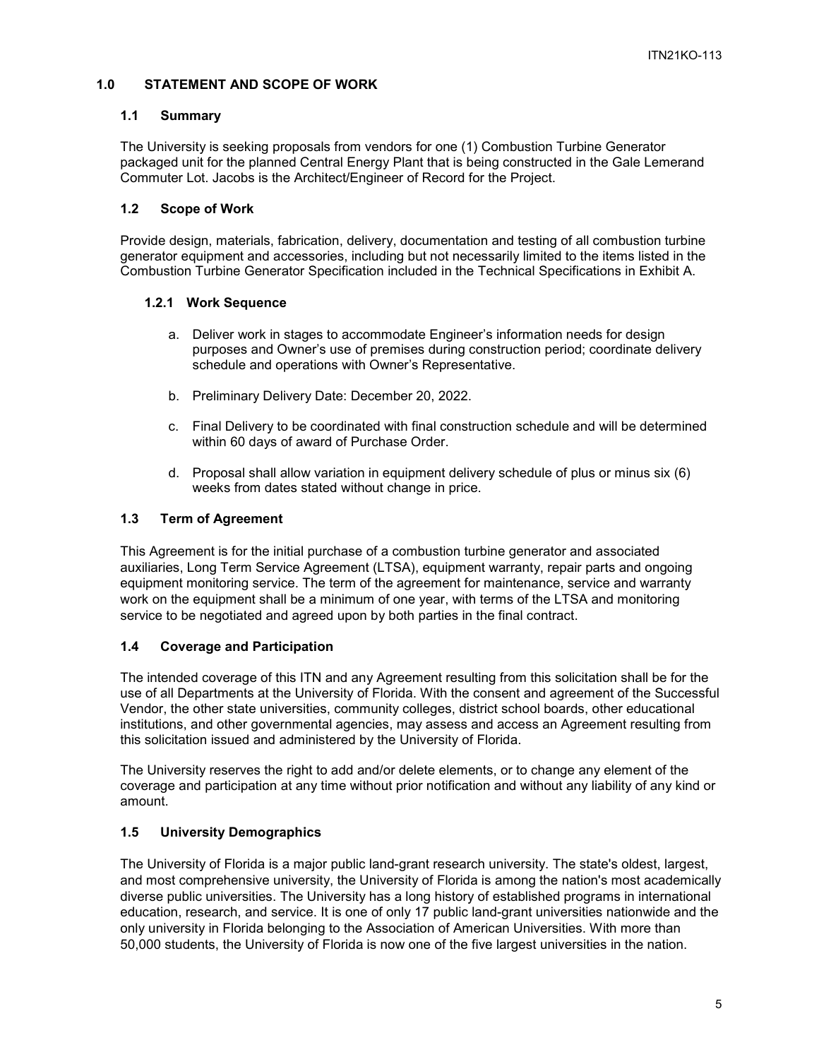## 1.0 STATEMENT AND SCOPE OF WORK

### 1.1 Summary

The University is seeking proposals from vendors for one (1) Combustion Turbine Generator packaged unit for the planned Central Energy Plant that is being constructed in the Gale Lemerand Commuter Lot. Jacobs is the Architect/Engineer of Record for the Project.

### 1.2 Scope of Work

Provide design, materials, fabrication, delivery, documentation and testing of all combustion turbine generator equipment and accessories, including but not necessarily limited to the items listed in the Combustion Turbine Generator Specification included in the Technical Specifications in Exhibit A.

#### 1.2.1 Work Sequence

a. Deliver work in stages to accommodate Engineer's information needs for design purposes and Owner's use of premises during construction period; coordinate delivery schedule and operations with Owner's Representative.

b. Preliminary Delivery Date: December 20, 2022.

c. Final Delivery to be coordinated with final construction schedule and will be determined within 60 days of award of Purchase Order.

d. Proposal shall allow variation in equipment delivery schedule of plus or minus six (6) weeks from dates stated without change in price.

### 1.3 Term of Agreement

This Agreement is for the initial purchase of a combustion turbine generator and associated auxiliaries, Long Term Service Agreement (LTSA), equipment warranty, repair parts and ongoing equipment monitoring service. The term of the agreement for maintenance, service and warranty work on the equipment shall be a minimum of one year, with terms of the LTSA and monitoring service to be negotiated and agreed upon by both parties in the final contract.

### 1.4 Coverage and Participation

The intended coverage of this ITN and any Agreement resulting from this solicitation shall be for the use of all Departments at the University of Florida. With the consent and agreement of the Successful Vendor, the other state universities, community colleges, district school boards, other educational institutions, and other governmental agencies, may assess and access an Agreement resulting from this solicitation issued and administered by the University of Florida.

The University reserves the right to add and/or delete elements, or to change any element of the coverage and participation at any time without prior notification and without any liability of any kind or amount.

### 1.5 University Demographics

The University of Florida is a major public land-grant research university. The state's oldest, largest, and most comprehensive university, the University of Florida is among the nation's most academically diverse public universities. The University has a long history of established programs in international education, research, and service. It is one of only 17 public land-grant universities nationwide and the only university in Florida belonging to the Association of American Universities. With more than 50,000 students, the University of Florida is now one of the five largest universities in the nation.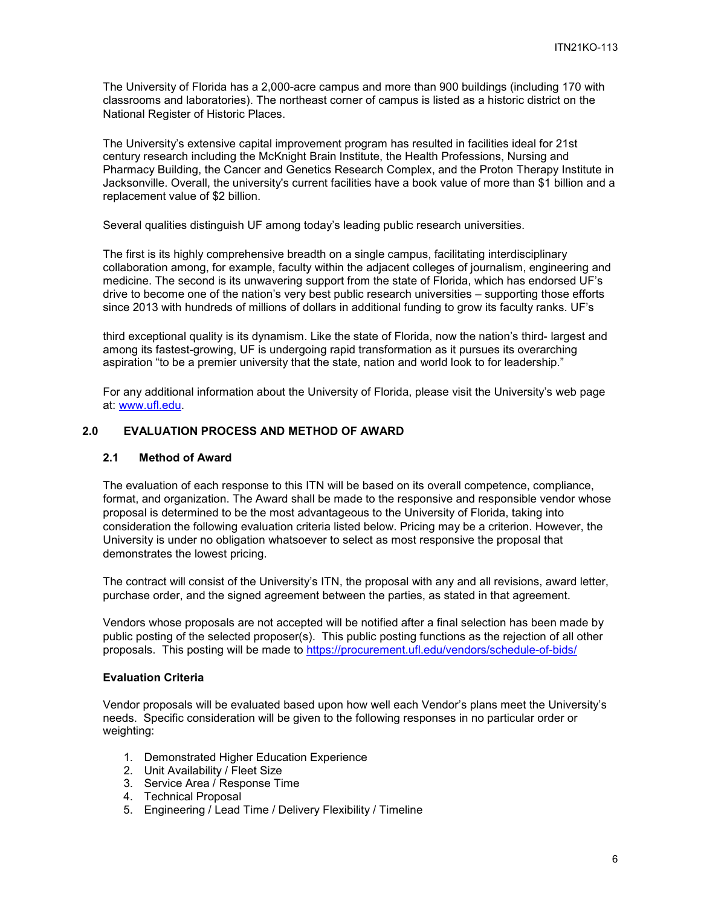The University of Florida has a 2,000-acre campus and more than 900 buildings (including 170 with classrooms and laboratories). The northeast corner of campus is listed as a historic district on the National Register of Historic Places.

The University's extensive capital improvement program has resulted in facilities ideal for 21st century research including the McKnight Brain Institute, the Health Professions, Nursing and Pharmacy Building, the Cancer and Genetics Research Complex, and the Proton Therapy Institute in Jacksonville. Overall, the university's current facilities have a book value of more than $1 billion and a replacement value of $2 billion.

Several qualities distinguish UF among today's leading public research universities.

The first is its highly comprehensive breadth on a single campus, facilitating interdisciplinary collaboration among, for example, faculty within the adjacent colleges of journalism, engineering and medicine. The second is its unwavering support from the state of Florida, which has endorsed UF's drive to become one of the nation's very best public research universities – supporting those efforts since 2013 with hundreds of millions of dollars in additional funding to grow its faculty ranks. UF's

third exceptional quality is its dynamism. Like the state of Florida, now the nation's third- largest and among its fastest-growing, UF is undergoing rapid transformation as it pursues its overarching aspiration "to be a premier university that the state, nation and world look to for leadership."

For any additional information about the University of Florida, please visit the University's web page at: [www.ufl.edu](http://www.ufl.edu).

## 2.0 EVALUATION PROCESS AND METHOD OF AWARD

### 2.1 Method of Award

The evaluation of each response to this ITN will be based on its overall competence, compliance, format, and organization. The Award shall be made to the responsive and responsible vendor whose proposal is determined to be the most advantageous to the University of Florida, taking into consideration the following evaluation criteria listed below. Pricing may be a criterion. However, the University is under no obligation whatsoever to select as most responsive the proposal that demonstrates the lowest pricing.

The contract will consist of the University's ITN, the proposal with any and all revisions, award letter, purchase order, and the signed agreement between the parties, as stated in that agreement.

Vendors whose proposals are not accepted will be notified after a final selection has been made by public posting of the selected proposer(s). This public posting functions as the rejection of all other proposals. This posting will be made to [https://procurement.ufl.edu/vendors/schedule-of-bids/](https://procurement.ufl.edu/vendors/schedule-of-bids/)

**Evaluation Criteria**

Vendor proposals will be evaluated based upon how well each Vendor's plans meet the University's needs. Specific consideration will be given to the following responses in no particular order or weighting:

1. Demonstrated Higher Education Experience
2. Unit Availability / Fleet Size
3. Service Area / Response Time
4. Technical Proposal
5. Engineering / Lead Time / Delivery Flexibility / Timeline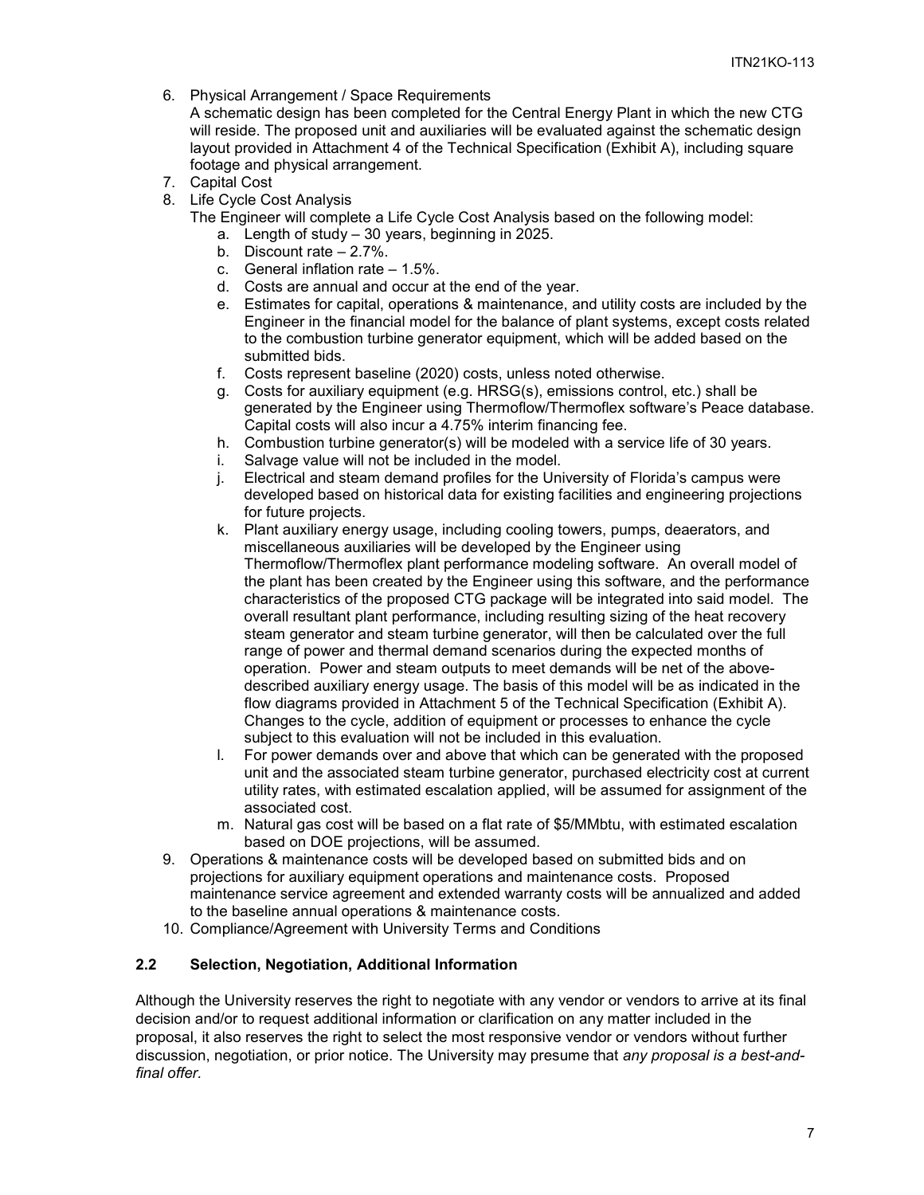6. Physical Arrangement / Space Requirements
   A schematic design has been completed for the Central Energy Plant in which the new CTG will reside. The proposed unit and auxiliaries will be evaluated against the schematic design layout provided in Attachment 4 of the Technical Specification (Exhibit A), including square footage and physical arrangement.
7. Capital Cost
8. Life Cycle Cost Analysis
   The Engineer will complete a Life Cycle Cost Analysis based on the following model:
   a. Length of study – 30 years, beginning in 2025.
   b. Discount rate – 2.7%.
   c. General inflation rate – 1.5%.
   d. Costs are annual and occur at the end of the year.
   e. Estimates for capital, operations & maintenance, and utility costs are included by the Engineer in the financial model for the balance of plant systems, except costs related to the combustion turbine generator equipment, which will be added based on the submitted bids.
   f. Costs represent baseline (2020) costs, unless noted otherwise.
   g. Costs for auxiliary equipment (e.g. HRSG(s), emissions control, etc.) shall be generated by the Engineer using Thermoflow/Thermoflex software's Peace database. Capital costs will also incur a 4.75% interim financing fee.
   h. Combustion turbine generator(s) will be modeled with a service life of 30 years.
   i. Salvage value will not be included in the model.
   j. Electrical and steam demand profiles for the University of Florida's campus were developed based on historical data for existing facilities and engineering projections for future projects.
   k. Plant auxiliary energy usage, including cooling towers, pumps, deaerators, and miscellaneous auxiliaries will be developed by the Engineer using Thermoflow/Thermoflex plant performance modeling software. An overall model of the plant has been created by the Engineer using this software, and the performance characteristics of the proposed CTG package will be integrated into said model. The overall resultant plant performance, including resulting sizing of the heat recovery steam generator and steam turbine generator, will then be calculated over the full range of power and thermal demand scenarios during the expected months of operation. Power and steam outputs to meet demands will be net of the above-described auxiliary energy usage. The basis of this model will be as indicated in the flow diagrams provided in Attachment 5 of the Technical Specification (Exhibit A). Changes to the cycle, addition of equipment or processes to enhance the cycle subject to this evaluation will not be included in this evaluation.
   l. For power demands over and above that which can be generated with the proposed unit and the associated steam turbine generator, purchased electricity cost at current utility rates, with estimated escalation applied, will be assumed for assignment of the associated cost.
   m. Natural gas cost will be based on a flat rate of $5/MMbtu, with estimated escalation based on DOE projections, will be assumed.
9. Operations & maintenance costs will be developed based on submitted bids and on projections for auxiliary equipment operations and maintenance costs. Proposed maintenance service agreement and extended warranty costs will be annualized and added to the baseline annual operations & maintenance costs.
10. Compliance/Agreement with University Terms and Conditions

## 2.2 Selection, Negotiation, Additional Information

Although the University reserves the right to negotiate with any vendor or vendors to arrive at its final decision and/or to request additional information or clarification on any matter included in the proposal, it also reserves the right to select the most responsive vendor or vendors without further discussion, negotiation, or prior notice. The University may presume that *any proposal is a best-and-final offer.*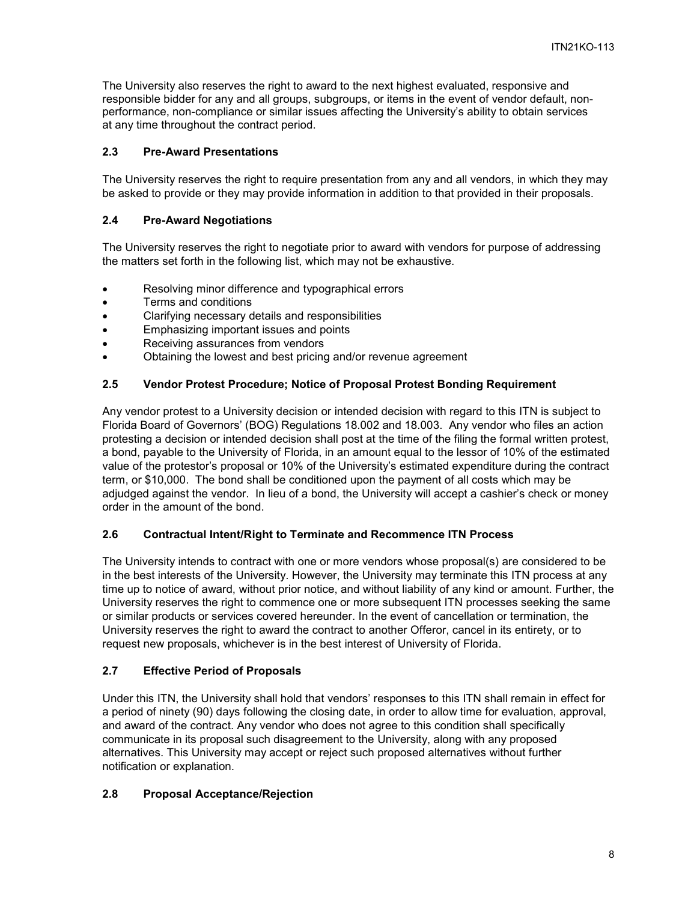The University also reserves the right to award to the next highest evaluated, responsive and responsible bidder for any and all groups, subgroups, or items in the event of vendor default, non-performance, non-compliance or similar issues affecting the University's ability to obtain services at any time throughout the contract period.

### 2.3 Pre-Award Presentations

The University reserves the right to require presentation from any and all vendors, in which they may be asked to provide or they may provide information in addition to that provided in their proposals.

### 2.4 Pre-Award Negotiations

The University reserves the right to negotiate prior to award with vendors for purpose of addressing the matters set forth in the following list, which may not be exhaustive.

- Resolving minor difference and typographical errors
- Terms and conditions
- Clarifying necessary details and responsibilities
- Emphasizing important issues and points
- Receiving assurances from vendors
- Obtaining the lowest and best pricing and/or revenue agreement

### 2.5 Vendor Protest Procedure; Notice of Proposal Protest Bonding Requirement

Any vendor protest to a University decision or intended decision with regard to this ITN is subject to Florida Board of Governors' (BOG) Regulations 18.002 and 18.003. Any vendor who files an action protesting a decision or intended decision shall post at the time of the filing the formal written protest, a bond, payable to the University of Florida, in an amount equal to the lessor of 10% of the estimated value of the protestor's proposal or 10% of the University's estimated expenditure during the contract term, or $10,000. The bond shall be conditioned upon the payment of all costs which may be adjudged against the vendor. In lieu of a bond, the University will accept a cashier's check or money order in the amount of the bond.

### 2.6 Contractual Intent/Right to Terminate and Recommence ITN Process

The University intends to contract with one or more vendors whose proposal(s) are considered to be in the best interests of the University. However, the University may terminate this ITN process at any time up to notice of award, without prior notice, and without liability of any kind or amount. Further, the University reserves the right to commence one or more subsequent ITN processes seeking the same or similar products or services covered hereunder. In the event of cancellation or termination, the University reserves the right to award the contract to another Offeror, cancel in its entirety, or to request new proposals, whichever is in the best interest of University of Florida.

### 2.7 Effective Period of Proposals

Under this ITN, the University shall hold that vendors' responses to this ITN shall remain in effect for a period of ninety (90) days following the closing date, in order to allow time for evaluation, approval, and award of the contract. Any vendor who does not agree to this condition shall specifically communicate in its proposal such disagreement to the University, along with any proposed alternatives. This University may accept or reject such proposed alternatives without further notification or explanation.

### 2.8 Proposal Acceptance/Rejection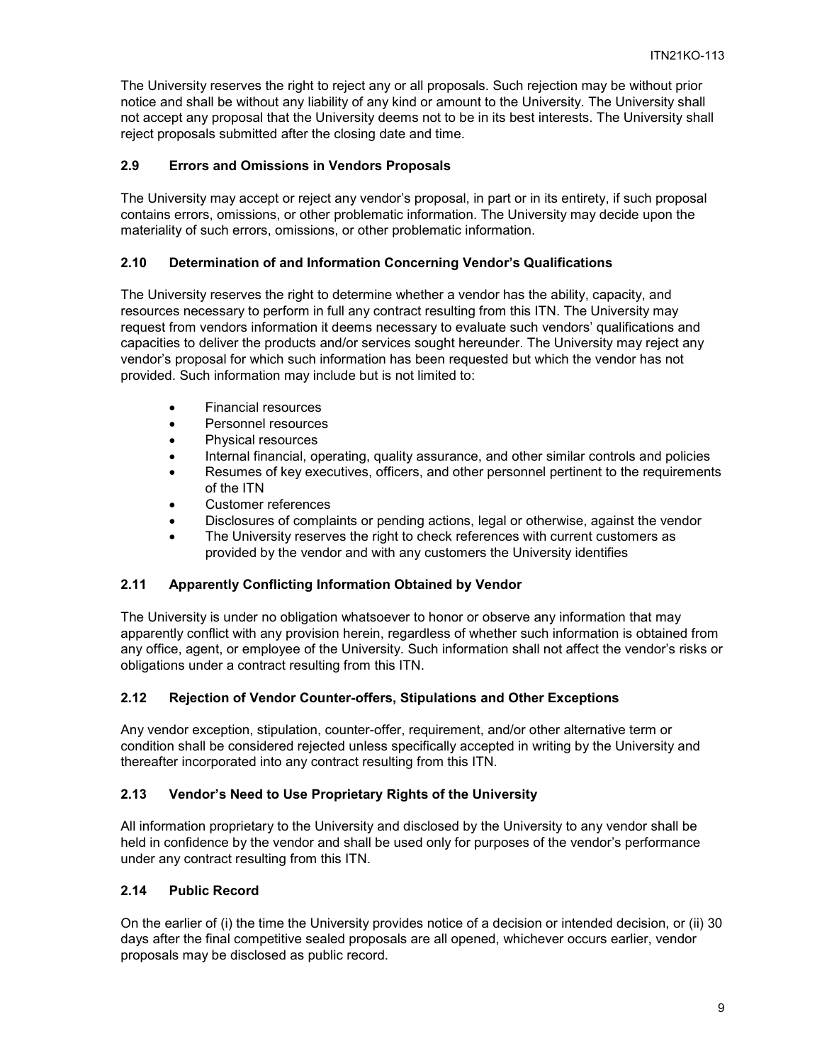The University reserves the right to reject any or all proposals. Such rejection may be without prior notice and shall be without any liability of any kind or amount to the University. The University shall not accept any proposal that the University deems not to be in its best interests. The University shall reject proposals submitted after the closing date and time.

### 2.9 Errors and Omissions in Vendors Proposals

The University may accept or reject any vendor's proposal, in part or in its entirety, if such proposal contains errors, omissions, or other problematic information. The University may decide upon the materiality of such errors, omissions, or other problematic information.

### 2.10 Determination of and Information Concerning Vendor's Qualifications

The University reserves the right to determine whether a vendor has the ability, capacity, and resources necessary to perform in full any contract resulting from this ITN. The University may request from vendors information it deems necessary to evaluate such vendors' qualifications and capacities to deliver the products and/or services sought hereunder. The University may reject any vendor's proposal for which such information has been requested but which the vendor has not provided. Such information may include but is not limited to:

- Financial resources
- Personnel resources
- Physical resources
- Internal financial, operating, quality assurance, and other similar controls and policies
- Resumes of key executives, officers, and other personnel pertinent to the requirements of the ITN
- Customer references
- Disclosures of complaints or pending actions, legal or otherwise, against the vendor
- The University reserves the right to check references with current customers as provided by the vendor and with any customers the University identifies

### 2.11 Apparently Conflicting Information Obtained by Vendor

The University is under no obligation whatsoever to honor or observe any information that may apparently conflict with any provision herein, regardless of whether such information is obtained from any office, agent, or employee of the University. Such information shall not affect the vendor's risks or obligations under a contract resulting from this ITN.

### 2.12 Rejection of Vendor Counter-offers, Stipulations and Other Exceptions

Any vendor exception, stipulation, counter-offer, requirement, and/or other alternative term or condition shall be considered rejected unless specifically accepted in writing by the University and thereafter incorporated into any contract resulting from this ITN.

### 2.13 Vendor's Need to Use Proprietary Rights of the University

All information proprietary to the University and disclosed by the University to any vendor shall be held in confidence by the vendor and shall be used only for purposes of the vendor's performance under any contract resulting from this ITN.

### 2.14 Public Record

On the earlier of (i) the time the University provides notice of a decision or intended decision, or (ii) 30 days after the final competitive sealed proposals are all opened, whichever occurs earlier, vendor proposals may be disclosed as public record.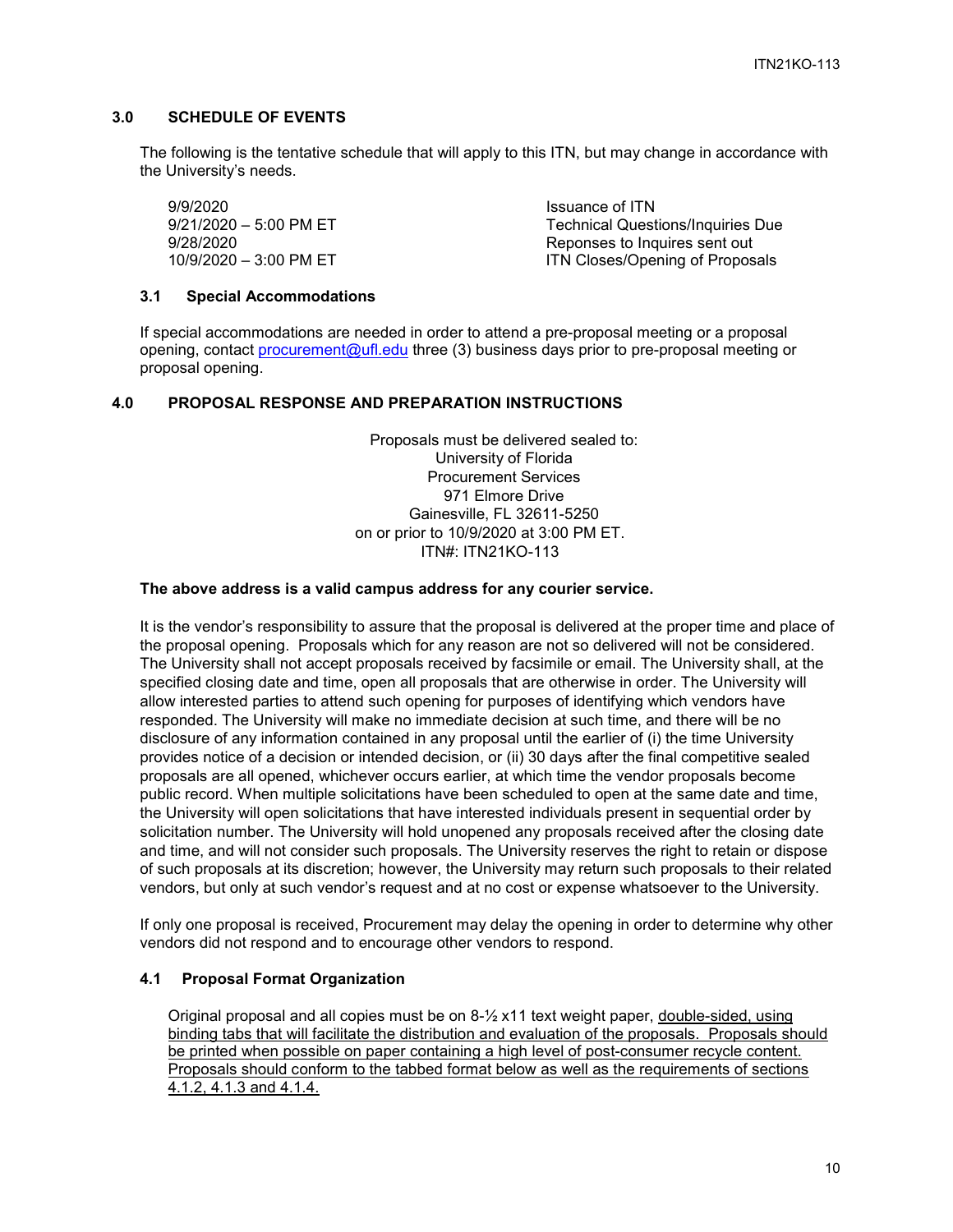## 3.0 SCHEDULE OF EVENTS

The following is the tentative schedule that will apply to this ITN, but may change in accordance with the University's needs.

| | |
|---|---|
| 9/9/2020 | Issuance of ITN |
| 9/21/2020 – 5:00 PM ET | Technical Questions/Inquiries Due |
| 9/28/2020 | Reponses to Inquires sent out |
| 10/9/2020 – 3:00 PM ET | ITN Closes/Opening of Proposals |

### 3.1 Special Accommodations

If special accommodations are needed in order to attend a pre-proposal meeting or a proposal opening, contact procurement@ufl.edu three (3) business days prior to pre-proposal meeting or proposal opening.

## 4.0 PROPOSAL RESPONSE AND PREPARATION INSTRUCTIONS

Proposals must be delivered sealed to:
University of Florida
Procurement Services
971 Elmore Drive
Gainesville, FL 32611-5250
on or prior to 10/9/2020 at 3:00 PM ET.
ITN#: ITN21KO-113

**The above address is a valid campus address for any courier service.**

It is the vendor's responsibility to assure that the proposal is delivered at the proper time and place of the proposal opening. Proposals which for any reason are not so delivered will not be considered. The University shall not accept proposals received by facsimile or email. The University shall, at the specified closing date and time, open all proposals that are otherwise in order. The University will allow interested parties to attend such opening for purposes of identifying which vendors have responded. The University will make no immediate decision at such time, and there will be no disclosure of any information contained in any proposal until the earlier of (i) the time University provides notice of a decision or intended decision, or (ii) 30 days after the final competitive sealed proposals are all opened, whichever occurs earlier, at which time the vendor proposals become public record. When multiple solicitations have been scheduled to open at the same date and time, the University will open solicitations that have interested individuals present in sequential order by solicitation number. The University will hold unopened any proposals received after the closing date and time, and will not consider such proposals. The University reserves the right to retain or dispose of such proposals at its discretion; however, the University may return such proposals to their related vendors, but only at such vendor's request and at no cost or expense whatsoever to the University.

If only one proposal is received, Procurement may delay the opening in order to determine why other vendors did not respond and to encourage other vendors to respond.

### 4.1 Proposal Format Organization

Original proposal and all copies must be on 8-½ x11 text weight paper, double-sided, using binding tabs that will facilitate the distribution and evaluation of the proposals. Proposals should be printed when possible on paper containing a high level of post-consumer recycle content. Proposals should conform to the tabbed format below as well as the requirements of sections 4.1.2, 4.1.3 and 4.1.4.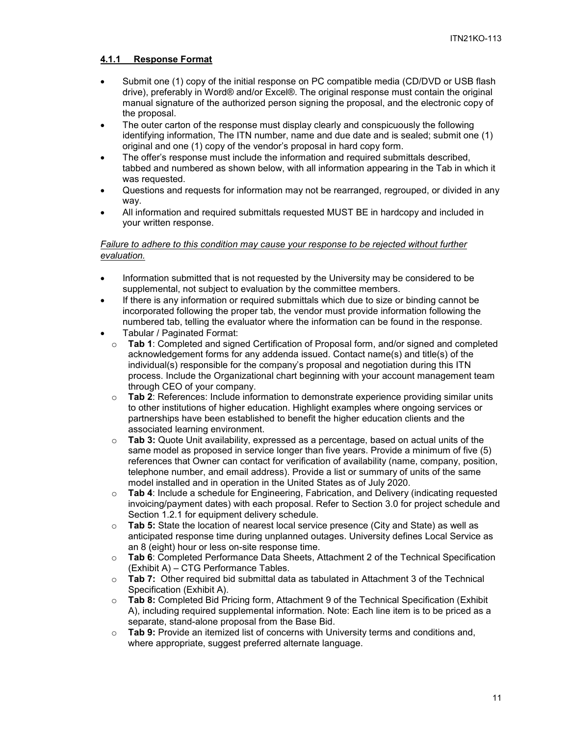#### 4.1.1 Response Format

- Submit one (1) copy of the initial response on PC compatible media (CD/DVD or USB flash drive), preferably in Word® and/or Excel®. The original response must contain the original manual signature of the authorized person signing the proposal, and the electronic copy of the proposal.
- The outer carton of the response must display clearly and conspicuously the following identifying information, The ITN number, name and due date and is sealed; submit one (1) original and one (1) copy of the vendor's proposal in hard copy form.
- The offer's response must include the information and required submittals described, tabbed and numbered as shown below, with all information appearing in the Tab in which it was requested.
- Questions and requests for information may not be rearranged, regrouped, or divided in any way.
- All information and required submittals requested MUST BE in hardcopy and included in your written response.

*Failure to adhere to this condition may cause your response to be rejected without further evaluation.*

- Information submitted that is not requested by the University may be considered to be supplemental, not subject to evaluation by the committee members.
- If there is any information or required submittals which due to size or binding cannot be incorporated following the proper tab, the vendor must provide information following the numbered tab, telling the evaluator where the information can be found in the response.
- Tabular / Paginated Format:
    - **Tab 1**: Completed and signed Certification of Proposal form, and/or signed and completed acknowledgement forms for any addenda issued. Contact name(s) and title(s) of the individual(s) responsible for the company's proposal and negotiation during this ITN process. Include the Organizational chart beginning with your account management team through CEO of your company.
    - **Tab 2**: References: Include information to demonstrate experience providing similar units to other institutions of higher education. Highlight examples where ongoing services or partnerships have been established to benefit the higher education clients and the associated learning environment.
    - **Tab 3:** Quote Unit availability, expressed as a percentage, based on actual units of the same model as proposed in service longer than five years. Provide a minimum of five (5) references that Owner can contact for verification of availability (name, company, position, telephone number, and email address). Provide a list or summary of units of the same model installed and in operation in the United States as of July 2020.
    - **Tab 4**: Include a schedule for Engineering, Fabrication, and Delivery (indicating requested invoicing/payment dates) with each proposal. Refer to Section 3.0 for project schedule and Section 1.2.1 for equipment delivery schedule.
    - **Tab 5:** State the location of nearest local service presence (City and State) as well as anticipated response time during unplanned outages. University defines Local Service as an 8 (eight) hour or less on-site response time.
    - **Tab 6**: Completed Performance Data Sheets, Attachment 2 of the Technical Specification (Exhibit A) – CTG Performance Tables.
    - **Tab 7:** Other required bid submittal data as tabulated in Attachment 3 of the Technical Specification (Exhibit A).
    - **Tab 8:** Completed Bid Pricing form, Attachment 9 of the Technical Specification (Exhibit A), including required supplemental information. Note: Each line item is to be priced as a separate, stand-alone proposal from the Base Bid.
    - **Tab 9:** Provide an itemized list of concerns with University terms and conditions and, where appropriate, suggest preferred alternate language.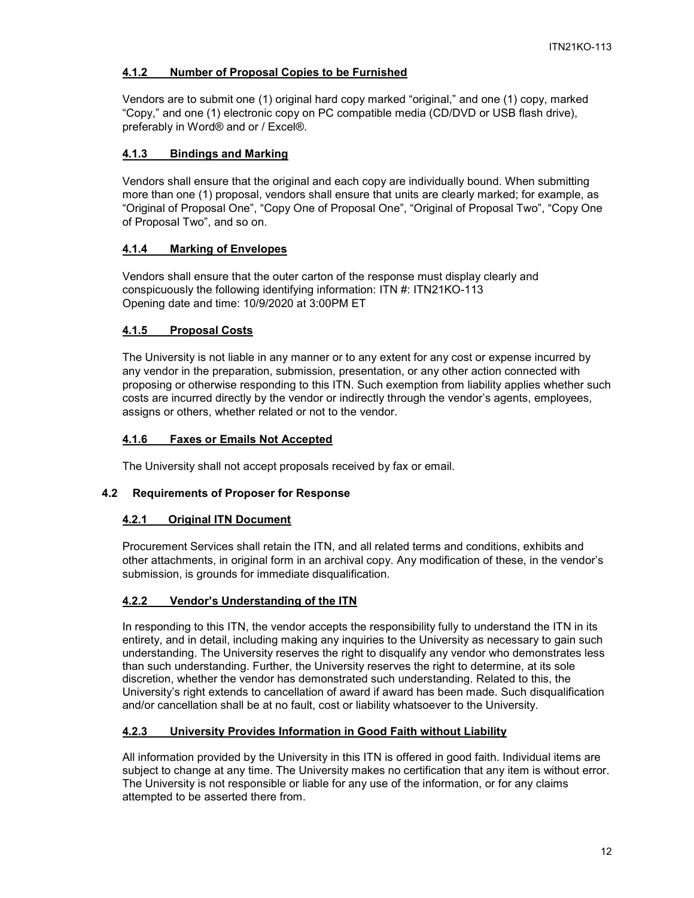#### 4.1.2 Number of Proposal Copies to be Furnished

Vendors are to submit one (1) original hard copy marked "original," and one (1) copy, marked "Copy," and one (1) electronic copy on PC compatible media (CD/DVD or USB flash drive), preferably in Word® and or / Excel®.

#### 4.1.3 Bindings and Marking

Vendors shall ensure that the original and each copy are individually bound. When submitting more than one (1) proposal, vendors shall ensure that units are clearly marked; for example, as "Original of Proposal One", "Copy One of Proposal One", "Original of Proposal Two", "Copy One of Proposal Two", and so on.

#### 4.1.4 Marking of Envelopes

Vendors shall ensure that the outer carton of the response must display clearly and conspicuously the following identifying information: ITN #: ITN21KO-113
Opening date and time: 10/9/2020 at 3:00PM ET

#### 4.1.5 Proposal Costs

The University is not liable in any manner or to any extent for any cost or expense incurred by any vendor in the preparation, submission, presentation, or any other action connected with proposing or otherwise responding to this ITN. Such exemption from liability applies whether such costs are incurred directly by the vendor or indirectly through the vendor's agents, employees, assigns or others, whether related or not to the vendor.

#### 4.1.6 Faxes or Emails Not Accepted

The University shall not accept proposals received by fax or email.

### 4.2 Requirements of Proposer for Response

#### 4.2.1 Original ITN Document

Procurement Services shall retain the ITN, and all related terms and conditions, exhibits and other attachments, in original form in an archival copy. Any modification of these, in the vendor's submission, is grounds for immediate disqualification.

#### 4.2.2 Vendor's Understanding of the ITN

In responding to this ITN, the vendor accepts the responsibility fully to understand the ITN in its entirety, and in detail, including making any inquiries to the University as necessary to gain such understanding. The University reserves the right to disqualify any vendor who demonstrates less than such understanding. Further, the University reserves the right to determine, at its sole discretion, whether the vendor has demonstrated such understanding. Related to this, the University's right extends to cancellation of award if award has been made. Such disqualification and/or cancellation shall be at no fault, cost or liability whatsoever to the University.

#### 4.2.3 University Provides Information in Good Faith without Liability

All information provided by the University in this ITN is offered in good faith. Individual items are subject to change at any time. The University makes no certification that any item is without error. The University is not responsible or liable for any use of the information, or for any claims attempted to be asserted there from.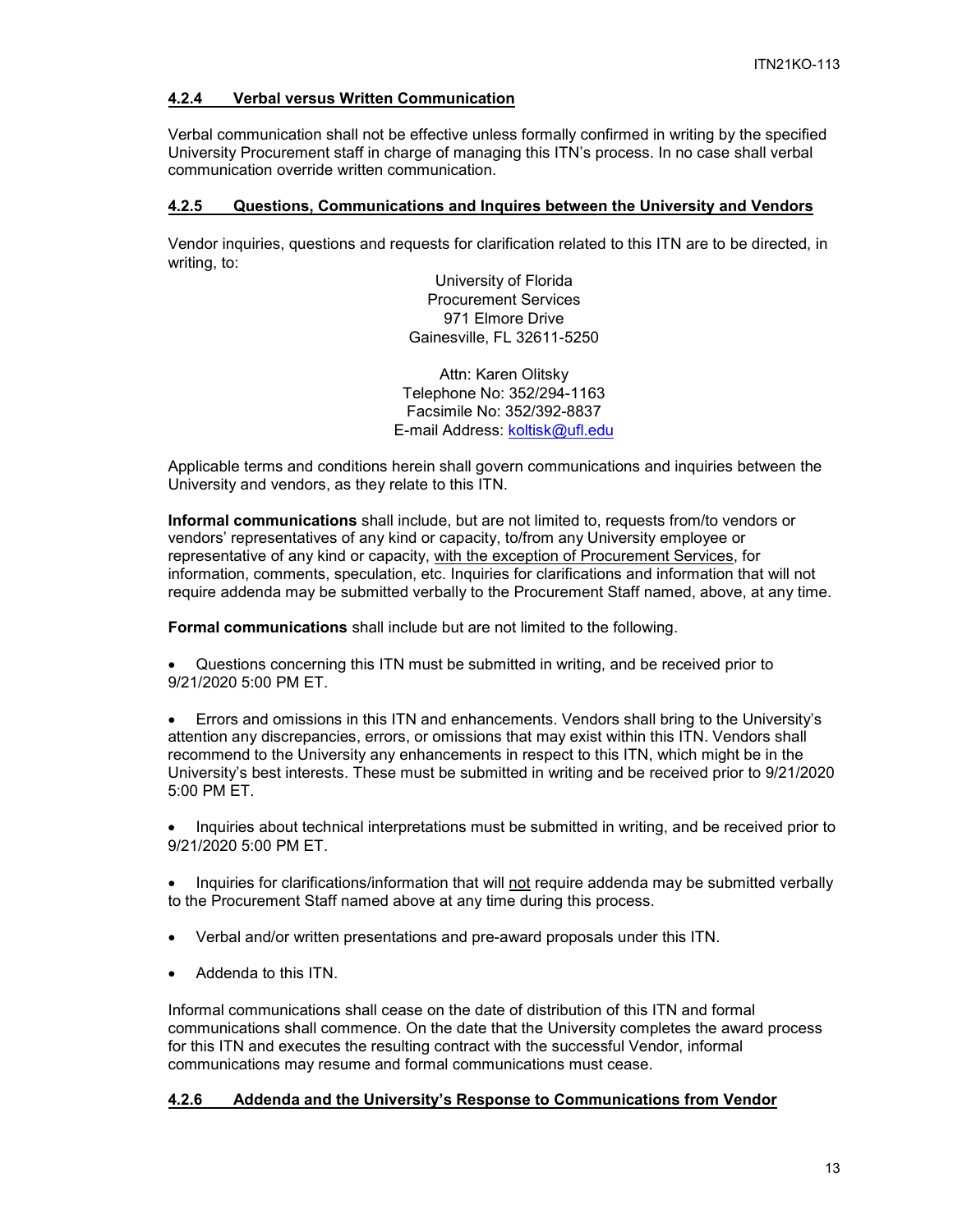#### 4.2.4 Verbal versus Written Communication

Verbal communication shall not be effective unless formally confirmed in writing by the specified University Procurement staff in charge of managing this ITN's process. In no case shall verbal communication override written communication.

#### 4.2.5 Questions, Communications and Inquires between the University and Vendors

Vendor inquiries, questions and requests for clarification related to this ITN are to be directed, in writing, to:

University of Florida
Procurement Services
971 Elmore Drive
Gainesville, FL 32611-5250

Attn: Karen Olitsky
Telephone No: 352/294-1163
Facsimile No: 352/392-8837
E-mail Address: koltisk@ufl.edu

Applicable terms and conditions herein shall govern communications and inquiries between the University and vendors, as they relate to this ITN.

**Informal communications** shall include, but are not limited to, requests from/to vendors or vendors' representatives of any kind or capacity, to/from any University employee or representative of any kind or capacity, with the exception of Procurement Services, for information, comments, speculation, etc. Inquiries for clarifications and information that will not require addenda may be submitted verbally to the Procurement Staff named, above, at any time.

**Formal communications** shall include but are not limited to the following.

- Questions concerning this ITN must be submitted in writing, and be received prior to 9/21/2020 5:00 PM ET.
- Errors and omissions in this ITN and enhancements. Vendors shall bring to the University's attention any discrepancies, errors, or omissions that may exist within this ITN. Vendors shall recommend to the University any enhancements in respect to this ITN, which might be in the University's best interests. These must be submitted in writing and be received prior to 9/21/2020 5:00 PM ET.
- Inquiries about technical interpretations must be submitted in writing, and be received prior to 9/21/2020 5:00 PM ET.
- Inquiries for clarifications/information that will not require addenda may be submitted verbally to the Procurement Staff named above at any time during this process.
- Verbal and/or written presentations and pre-award proposals under this ITN.
- Addenda to this ITN.

Informal communications shall cease on the date of distribution of this ITN and formal communications shall commence. On the date that the University completes the award process for this ITN and executes the resulting contract with the successful Vendor, informal communications may resume and formal communications must cease.

#### 4.2.6 Addenda and the University's Response to Communications from Vendor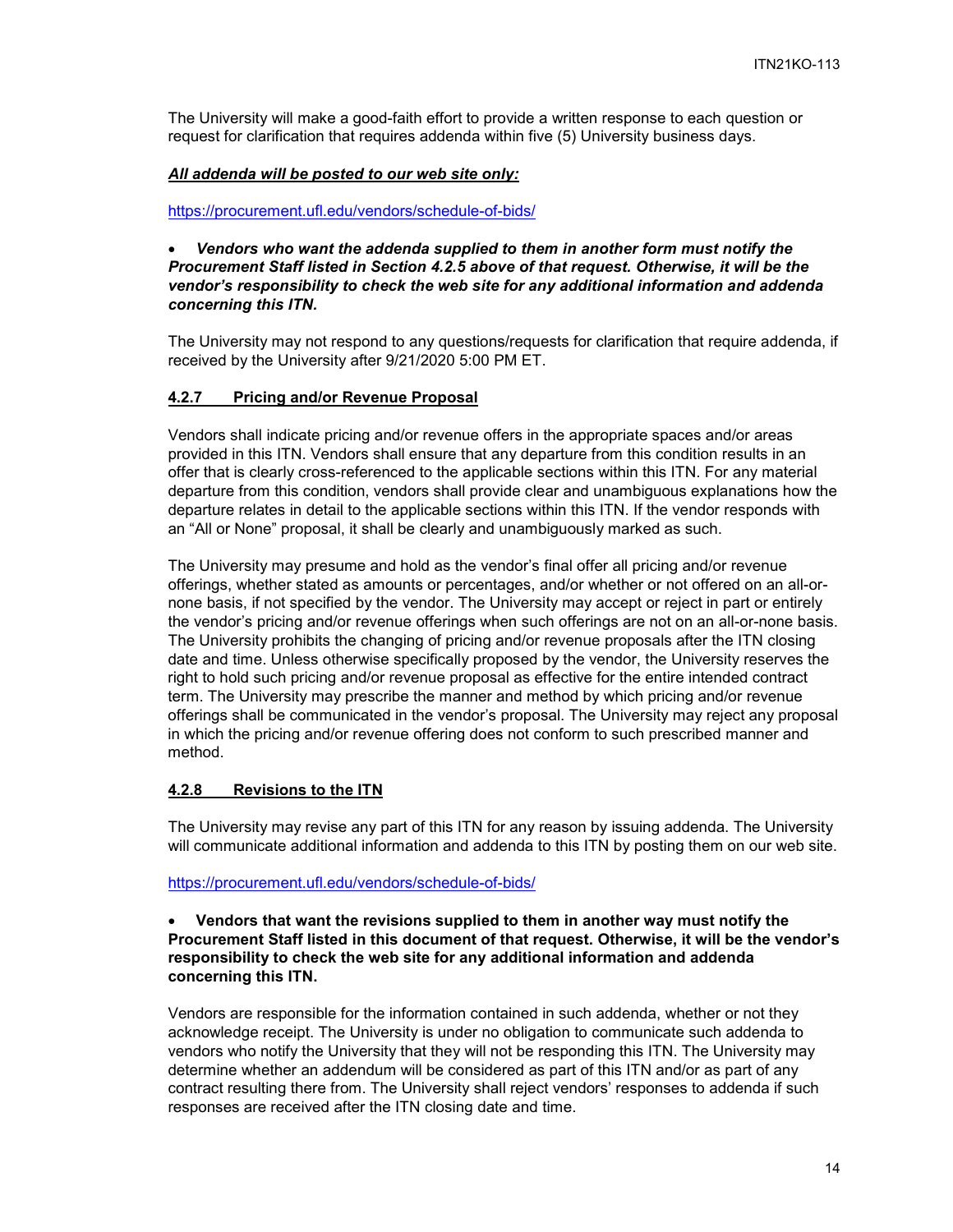The University will make a good-faith effort to provide a written response to each question or request for clarification that requires addenda within five (5) University business days.

***All addenda will be posted to our web site only:***

https://procurement.ufl.edu/vendors/schedule-of-bids/

- ***Vendors who want the addenda supplied to them in another form must notify the Procurement Staff listed in Section 4.2.5 above of that request. Otherwise, it will be the vendor's responsibility to check the web site for any additional information and addenda concerning this ITN.***

The University may not respond to any questions/requests for clarification that require addenda, if received by the University after 9/21/2020 5:00 PM ET.

### 4.2.7 Pricing and/or Revenue Proposal

Vendors shall indicate pricing and/or revenue offers in the appropriate spaces and/or areas provided in this ITN. Vendors shall ensure that any departure from this condition results in an offer that is clearly cross-referenced to the applicable sections within this ITN. For any material departure from this condition, vendors shall provide clear and unambiguous explanations how the departure relates in detail to the applicable sections within this ITN. If the vendor responds with an "All or None" proposal, it shall be clearly and unambiguously marked as such.

The University may presume and hold as the vendor's final offer all pricing and/or revenue offerings, whether stated as amounts or percentages, and/or whether or not offered on an all-or-none basis, if not specified by the vendor. The University may accept or reject in part or entirely the vendor's pricing and/or revenue offerings when such offerings are not on an all-or-none basis. The University prohibits the changing of pricing and/or revenue proposals after the ITN closing date and time. Unless otherwise specifically proposed by the vendor, the University reserves the right to hold such pricing and/or revenue proposal as effective for the entire intended contract term. The University may prescribe the manner and method by which pricing and/or revenue offerings shall be communicated in the vendor's proposal. The University may reject any proposal in which the pricing and/or revenue offering does not conform to such prescribed manner and method.

### 4.2.8 Revisions to the ITN

The University may revise any part of this ITN for any reason by issuing addenda. The University will communicate additional information and addenda to this ITN by posting them on our web site.

https://procurement.ufl.edu/vendors/schedule-of-bids/

- **Vendors that want the revisions supplied to them in another way must notify the Procurement Staff listed in this document of that request. Otherwise, it will be the vendor's responsibility to check the web site for any additional information and addenda concerning this ITN.**

Vendors are responsible for the information contained in such addenda, whether or not they acknowledge receipt. The University is under no obligation to communicate such addenda to vendors who notify the University that they will not be responding this ITN. The University may determine whether an addendum will be considered as part of this ITN and/or as part of any contract resulting there from. The University shall reject vendors' responses to addenda if such responses are received after the ITN closing date and time.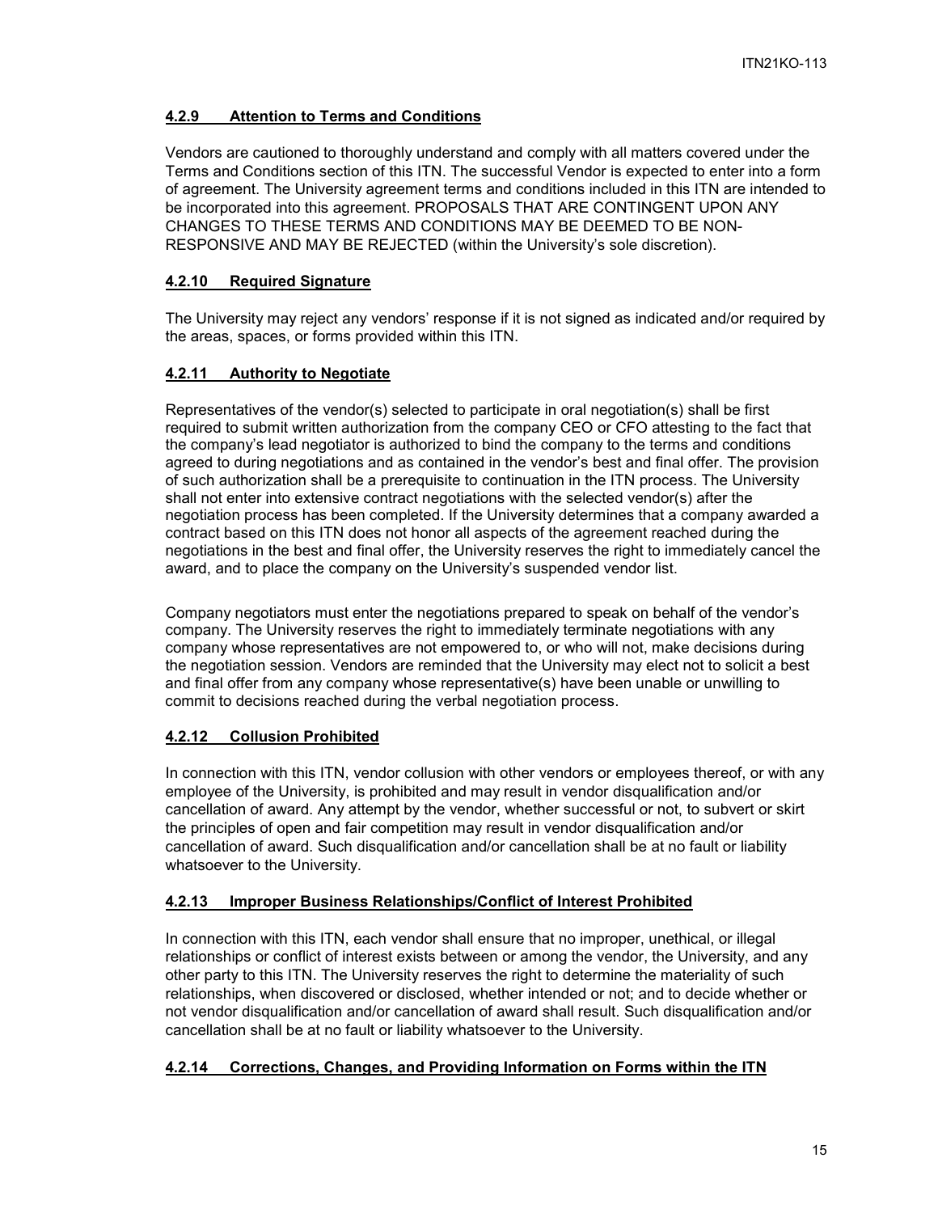### 4.2.9 Attention to Terms and Conditions

Vendors are cautioned to thoroughly understand and comply with all matters covered under the Terms and Conditions section of this ITN. The successful Vendor is expected to enter into a form of agreement. The University agreement terms and conditions included in this ITN are intended to be incorporated into this agreement. PROPOSALS THAT ARE CONTINGENT UPON ANY CHANGES TO THESE TERMS AND CONDITIONS MAY BE DEEMED TO BE NON-RESPONSIVE AND MAY BE REJECTED (within the University's sole discretion).

### 4.2.10 Required Signature

The University may reject any vendors' response if it is not signed as indicated and/or required by the areas, spaces, or forms provided within this ITN.

### 4.2.11 Authority to Negotiate

Representatives of the vendor(s) selected to participate in oral negotiation(s) shall be first required to submit written authorization from the company CEO or CFO attesting to the fact that the company's lead negotiator is authorized to bind the company to the terms and conditions agreed to during negotiations and as contained in the vendor's best and final offer. The provision of such authorization shall be a prerequisite to continuation in the ITN process. The University shall not enter into extensive contract negotiations with the selected vendor(s) after the negotiation process has been completed. If the University determines that a company awarded a contract based on this ITN does not honor all aspects of the agreement reached during the negotiations in the best and final offer, the University reserves the right to immediately cancel the award, and to place the company on the University's suspended vendor list.

Company negotiators must enter the negotiations prepared to speak on behalf of the vendor's company. The University reserves the right to immediately terminate negotiations with any company whose representatives are not empowered to, or who will not, make decisions during the negotiation session. Vendors are reminded that the University may elect not to solicit a best and final offer from any company whose representative(s) have been unable or unwilling to commit to decisions reached during the verbal negotiation process.

### 4.2.12 Collusion Prohibited

In connection with this ITN, vendor collusion with other vendors or employees thereof, or with any employee of the University, is prohibited and may result in vendor disqualification and/or cancellation of award. Any attempt by the vendor, whether successful or not, to subvert or skirt the principles of open and fair competition may result in vendor disqualification and/or cancellation of award. Such disqualification and/or cancellation shall be at no fault or liability whatsoever to the University.

### 4.2.13 Improper Business Relationships/Conflict of Interest Prohibited

In connection with this ITN, each vendor shall ensure that no improper, unethical, or illegal relationships or conflict of interest exists between or among the vendor, the University, and any other party to this ITN. The University reserves the right to determine the materiality of such relationships, when discovered or disclosed, whether intended or not; and to decide whether or not vendor disqualification and/or cancellation of award shall result. Such disqualification and/or cancellation shall be at no fault or liability whatsoever to the University.

### 4.2.14 Corrections, Changes, and Providing Information on Forms within the ITN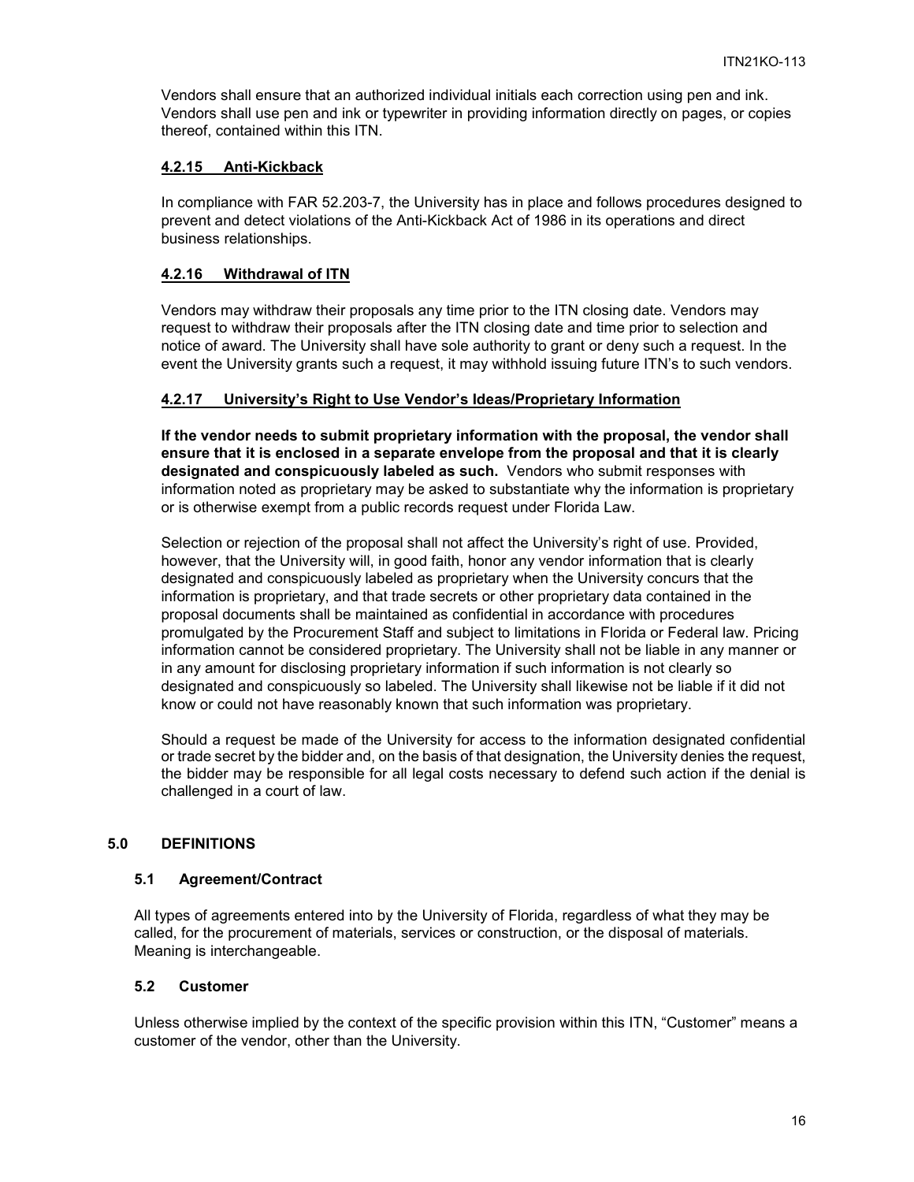Vendors shall ensure that an authorized individual initials each correction using pen and ink. Vendors shall use pen and ink or typewriter in providing information directly on pages, or copies thereof, contained within this ITN.

#### 4.2.15 Anti-Kickback

In compliance with FAR 52.203-7, the University has in place and follows procedures designed to prevent and detect violations of the Anti-Kickback Act of 1986 in its operations and direct business relationships.

#### 4.2.16 Withdrawal of ITN

Vendors may withdraw their proposals any time prior to the ITN closing date. Vendors may request to withdraw their proposals after the ITN closing date and time prior to selection and notice of award. The University shall have sole authority to grant or deny such a request. In the event the University grants such a request, it may withhold issuing future ITN's to such vendors.

#### 4.2.17 University's Right to Use Vendor's Ideas/Proprietary Information

**If the vendor needs to submit proprietary information with the proposal, the vendor shall ensure that it is enclosed in a separate envelope from the proposal and that it is clearly designated and conspicuously labeled as such.** Vendors who submit responses with information noted as proprietary may be asked to substantiate why the information is proprietary or is otherwise exempt from a public records request under Florida Law.

Selection or rejection of the proposal shall not affect the University's right of use. Provided, however, that the University will, in good faith, honor any vendor information that is clearly designated and conspicuously labeled as proprietary when the University concurs that the information is proprietary, and that trade secrets or other proprietary data contained in the proposal documents shall be maintained as confidential in accordance with procedures promulgated by the Procurement Staff and subject to limitations in Florida or Federal law. Pricing information cannot be considered proprietary. The University shall not be liable in any manner or in any amount for disclosing proprietary information if such information is not clearly so designated and conspicuously so labeled. The University shall likewise not be liable if it did not know or could not have reasonably known that such information was proprietary.

Should a request be made of the University for access to the information designated confidential or trade secret by the bidder and, on the basis of that designation, the University denies the request, the bidder may be responsible for all legal costs necessary to defend such action if the denial is challenged in a court of law.

## 5.0 DEFINITIONS

### 5.1 Agreement/Contract

All types of agreements entered into by the University of Florida, regardless of what they may be called, for the procurement of materials, services or construction, or the disposal of materials. Meaning is interchangeable.

### 5.2 Customer

Unless otherwise implied by the context of the specific provision within this ITN, "Customer" means a customer of the vendor, other than the University.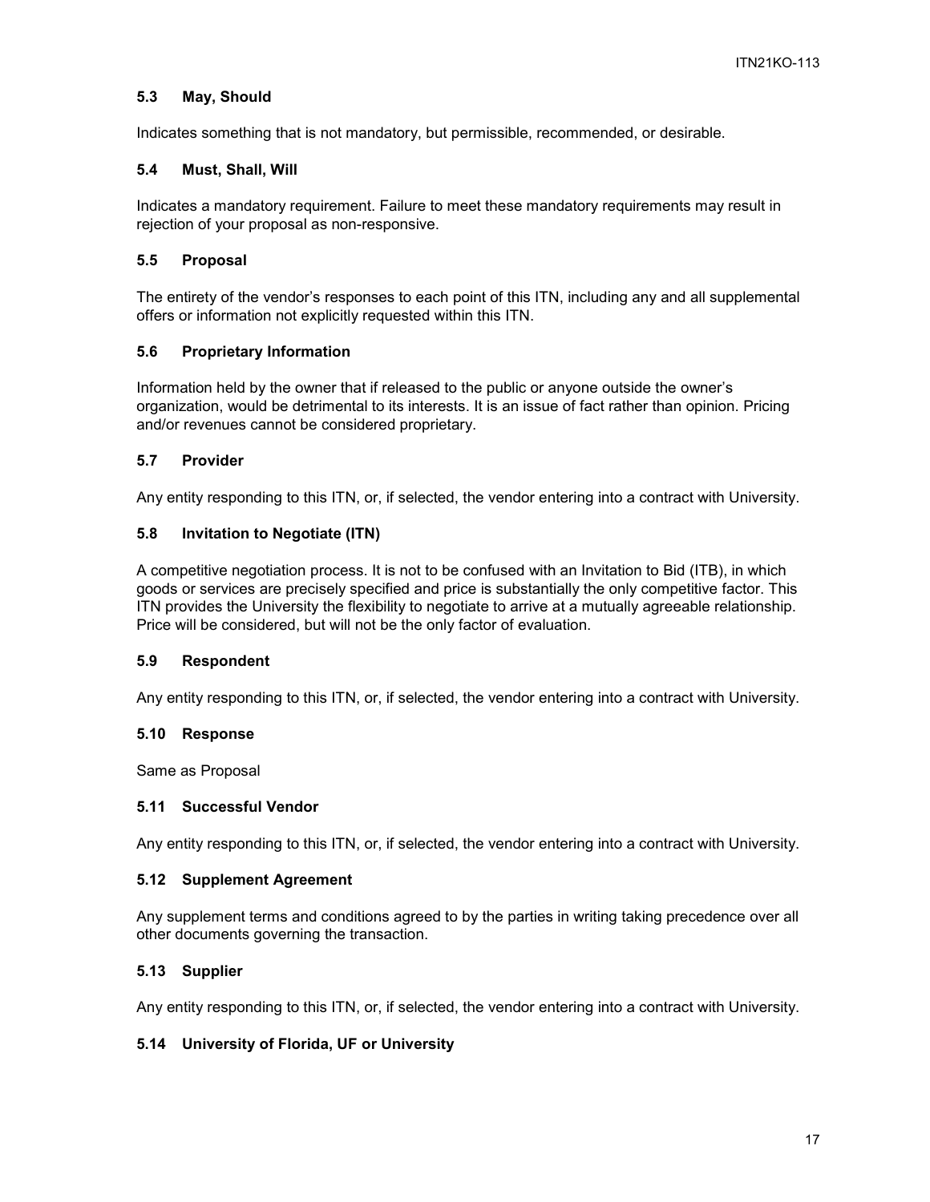### 5.3 May, Should

Indicates something that is not mandatory, but permissible, recommended, or desirable.

### 5.4 Must, Shall, Will

Indicates a mandatory requirement. Failure to meet these mandatory requirements may result in rejection of your proposal as non-responsive.

### 5.5 Proposal

The entirety of the vendor's responses to each point of this ITN, including any and all supplemental offers or information not explicitly requested within this ITN.

### 5.6 Proprietary Information

Information held by the owner that if released to the public or anyone outside the owner's organization, would be detrimental to its interests. It is an issue of fact rather than opinion. Pricing and/or revenues cannot be considered proprietary.

### 5.7 Provider

Any entity responding to this ITN, or, if selected, the vendor entering into a contract with University.

### 5.8 Invitation to Negotiate (ITN)

A competitive negotiation process. It is not to be confused with an Invitation to Bid (ITB), in which goods or services are precisely specified and price is substantially the only competitive factor. This ITN provides the University the flexibility to negotiate to arrive at a mutually agreeable relationship. Price will be considered, but will not be the only factor of evaluation.

### 5.9 Respondent

Any entity responding to this ITN, or, if selected, the vendor entering into a contract with University.

### 5.10 Response

Same as Proposal

### 5.11 Successful Vendor

Any entity responding to this ITN, or, if selected, the vendor entering into a contract with University.

### 5.12 Supplement Agreement

Any supplement terms and conditions agreed to by the parties in writing taking precedence over all other documents governing the transaction.

### 5.13 Supplier

Any entity responding to this ITN, or, if selected, the vendor entering into a contract with University.

### 5.14 University of Florida, UF or University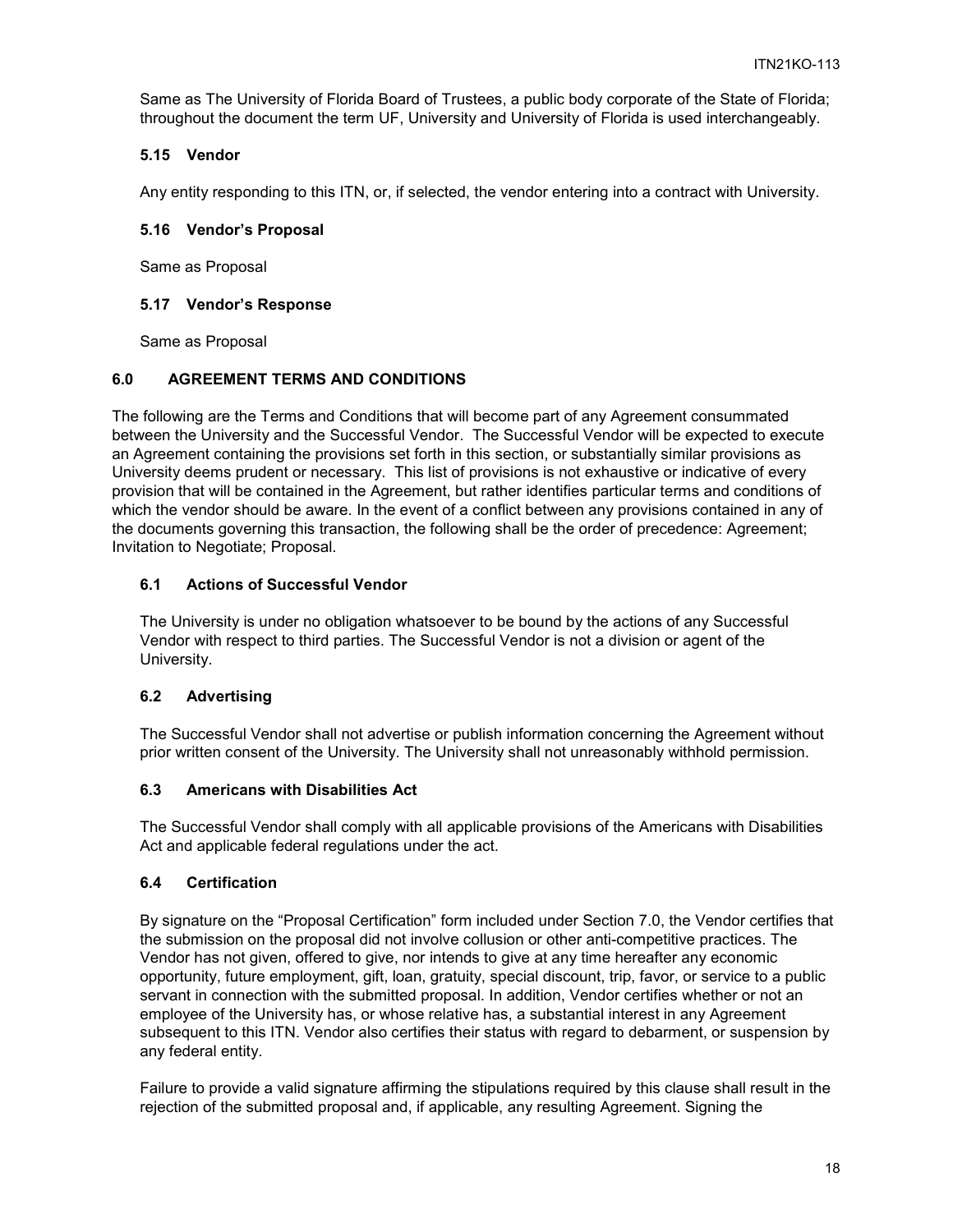Same as The University of Florida Board of Trustees, a public body corporate of the State of Florida; throughout the document the term UF, University and University of Florida is used interchangeably.

### 5.15 Vendor

Any entity responding to this ITN, or, if selected, the vendor entering into a contract with University.

### 5.16 Vendor's Proposal

Same as Proposal

### 5.17 Vendor's Response

Same as Proposal

## 6.0 AGREEMENT TERMS AND CONDITIONS

The following are the Terms and Conditions that will become part of any Agreement consummated between the University and the Successful Vendor. The Successful Vendor will be expected to execute an Agreement containing the provisions set forth in this section, or substantially similar provisions as University deems prudent or necessary. This list of provisions is not exhaustive or indicative of every provision that will be contained in the Agreement, but rather identifies particular terms and conditions of which the vendor should be aware. In the event of a conflict between any provisions contained in any of the documents governing this transaction, the following shall be the order of precedence: Agreement; Invitation to Negotiate; Proposal.

### 6.1 Actions of Successful Vendor

The University is under no obligation whatsoever to be bound by the actions of any Successful Vendor with respect to third parties. The Successful Vendor is not a division or agent of the University.

### 6.2 Advertising

The Successful Vendor shall not advertise or publish information concerning the Agreement without prior written consent of the University. The University shall not unreasonably withhold permission.

### 6.3 Americans with Disabilities Act

The Successful Vendor shall comply with all applicable provisions of the Americans with Disabilities Act and applicable federal regulations under the act.

### 6.4 Certification

By signature on the "Proposal Certification" form included under Section 7.0, the Vendor certifies that the submission on the proposal did not involve collusion or other anti-competitive practices. The Vendor has not given, offered to give, nor intends to give at any time hereafter any economic opportunity, future employment, gift, loan, gratuity, special discount, trip, favor, or service to a public servant in connection with the submitted proposal. In addition, Vendor certifies whether or not an employee of the University has, or whose relative has, a substantial interest in any Agreement subsequent to this ITN. Vendor also certifies their status with regard to debarment, or suspension by any federal entity.

Failure to provide a valid signature affirming the stipulations required by this clause shall result in the rejection of the submitted proposal and, if applicable, any resulting Agreement. Signing the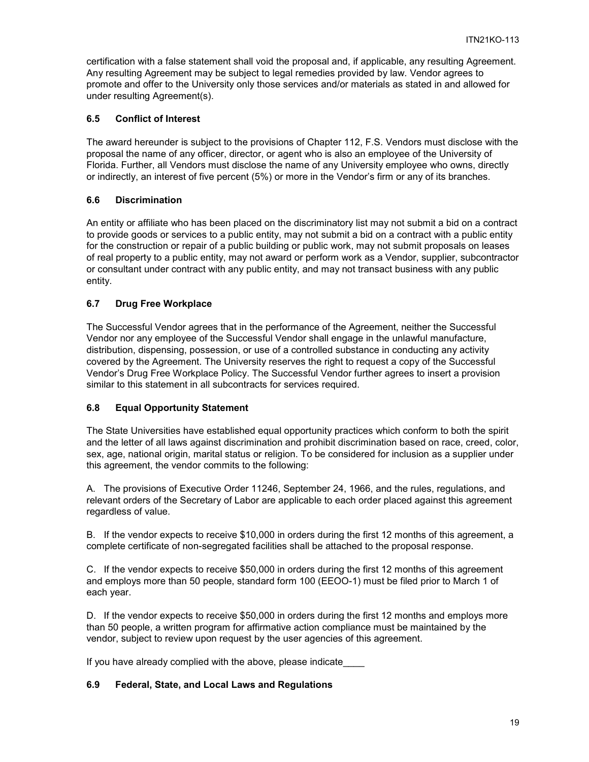certification with a false statement shall void the proposal and, if applicable, any resulting Agreement. Any resulting Agreement may be subject to legal remedies provided by law. Vendor agrees to promote and offer to the University only those services and/or materials as stated in and allowed for under resulting Agreement(s).

### 6.5 Conflict of Interest

The award hereunder is subject to the provisions of Chapter 112, F.S. Vendors must disclose with the proposal the name of any officer, director, or agent who is also an employee of the University of Florida. Further, all Vendors must disclose the name of any University employee who owns, directly or indirectly, an interest of five percent (5%) or more in the Vendor's firm or any of its branches.

### 6.6 Discrimination

An entity or affiliate who has been placed on the discriminatory list may not submit a bid on a contract to provide goods or services to a public entity, may not submit a bid on a contract with a public entity for the construction or repair of a public building or public work, may not submit proposals on leases of real property to a public entity, may not award or perform work as a Vendor, supplier, subcontractor or consultant under contract with any public entity, and may not transact business with any public entity.

### 6.7 Drug Free Workplace

The Successful Vendor agrees that in the performance of the Agreement, neither the Successful Vendor nor any employee of the Successful Vendor shall engage in the unlawful manufacture, distribution, dispensing, possession, or use of a controlled substance in conducting any activity covered by the Agreement. The University reserves the right to request a copy of the Successful Vendor's Drug Free Workplace Policy. The Successful Vendor further agrees to insert a provision similar to this statement in all subcontracts for services required.

### 6.8 Equal Opportunity Statement

The State Universities have established equal opportunity practices which conform to both the spirit and the letter of all laws against discrimination and prohibit discrimination based on race, creed, color, sex, age, national origin, marital status or religion. To be considered for inclusion as a supplier under this agreement, the vendor commits to the following:

A. The provisions of Executive Order 11246, September 24, 1966, and the rules, regulations, and relevant orders of the Secretary of Labor are applicable to each order placed against this agreement regardless of value.

B. If the vendor expects to receive $10,000 in orders during the first 12 months of this agreement, a complete certificate of non-segregated facilities shall be attached to the proposal response.

C. If the vendor expects to receive $50,000 in orders during the first 12 months of this agreement and employs more than 50 people, standard form 100 (EEOO-1) must be filed prior to March 1 of each year.

D. If the vendor expects to receive $50,000 in orders during the first 12 months and employs more than 50 people, a written program for affirmative action compliance must be maintained by the vendor, subject to review upon request by the user agencies of this agreement.

If you have already complied with the above, please indicate____

### 6.9 Federal, State, and Local Laws and Regulations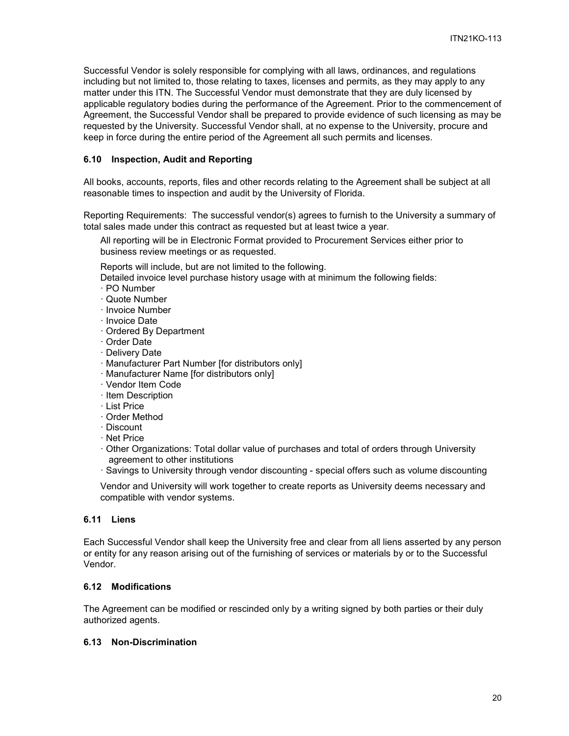Successful Vendor is solely responsible for complying with all laws, ordinances, and regulations including but not limited to, those relating to taxes, licenses and permits, as they may apply to any matter under this ITN. The Successful Vendor must demonstrate that they are duly licensed by applicable regulatory bodies during the performance of the Agreement. Prior to the commencement of Agreement, the Successful Vendor shall be prepared to provide evidence of such licensing as may be requested by the University. Successful Vendor shall, at no expense to the University, procure and keep in force during the entire period of the Agreement all such permits and licenses.

### 6.10 Inspection, Audit and Reporting

All books, accounts, reports, files and other records relating to the Agreement shall be subject at all reasonable times to inspection and audit by the University of Florida.

Reporting Requirements: The successful vendor(s) agrees to furnish to the University a summary of total sales made under this contract as requested but at least twice a year.

All reporting will be in Electronic Format provided to Procurement Services either prior to business review meetings or as requested.

Reports will include, but are not limited to the following.

Detailed invoice level purchase history usage with at minimum the following fields:

- PO Number
- Quote Number
- Invoice Number
- Invoice Date
- Ordered By Department
- Order Date
- Delivery Date
- Manufacturer Part Number [for distributors only]
- Manufacturer Name [for distributors only]
- Vendor Item Code
- Item Description
- List Price
- Order Method
- Discount
- Net Price
- Other Organizations: Total dollar value of purchases and total of orders through University agreement to other institutions
- Savings to University through vendor discounting - special offers such as volume discounting

Vendor and University will work together to create reports as University deems necessary and compatible with vendor systems.

### 6.11 Liens

Each Successful Vendor shall keep the University free and clear from all liens asserted by any person or entity for any reason arising out of the furnishing of services or materials by or to the Successful Vendor.

### 6.12 Modifications

The Agreement can be modified or rescinded only by a writing signed by both parties or their duly authorized agents.

### 6.13 Non-Discrimination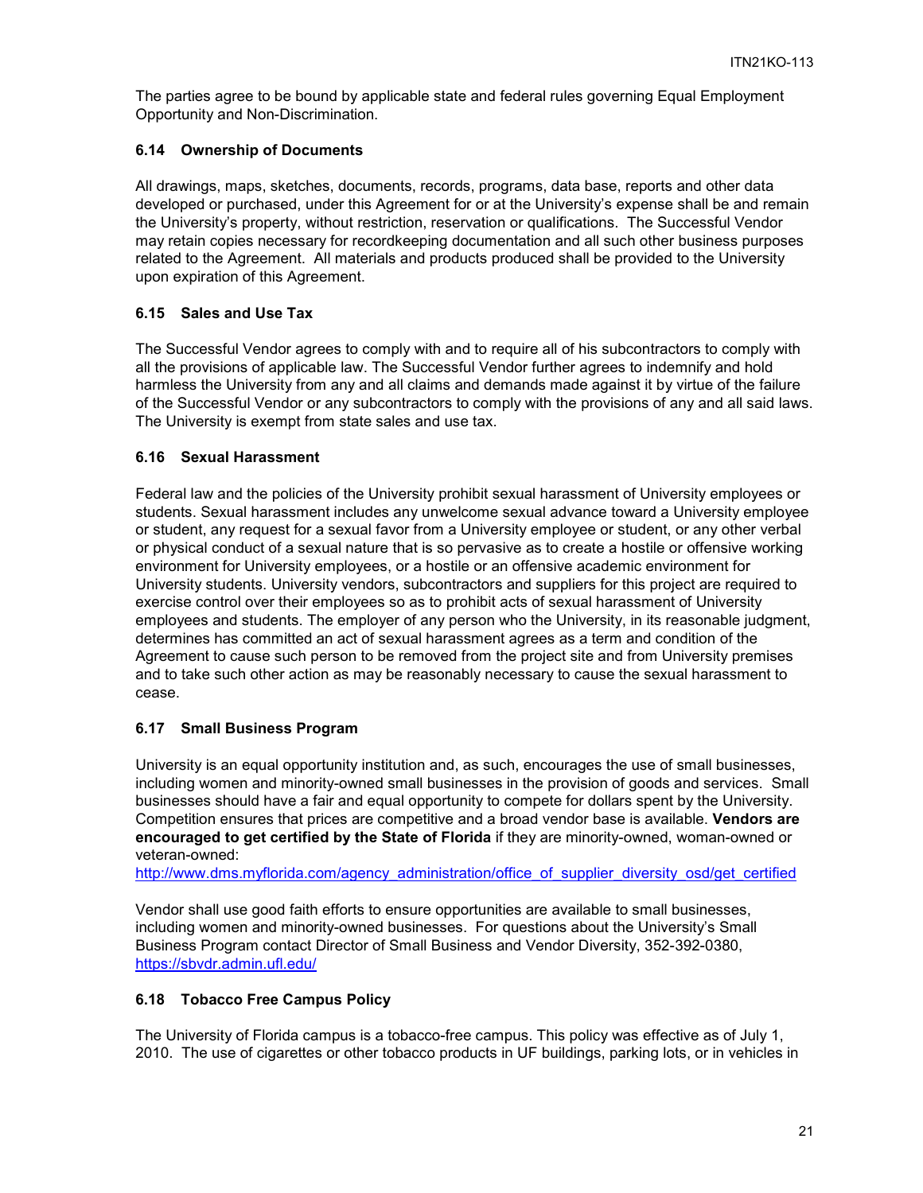The parties agree to be bound by applicable state and federal rules governing Equal Employment Opportunity and Non-Discrimination.

### 6.14 Ownership of Documents

All drawings, maps, sketches, documents, records, programs, data base, reports and other data developed or purchased, under this Agreement for or at the University's expense shall be and remain the University's property, without restriction, reservation or qualifications. The Successful Vendor may retain copies necessary for recordkeeping documentation and all such other business purposes related to the Agreement. All materials and products produced shall be provided to the University upon expiration of this Agreement.

### 6.15 Sales and Use Tax

The Successful Vendor agrees to comply with and to require all of his subcontractors to comply with all the provisions of applicable law. The Successful Vendor further agrees to indemnify and hold harmless the University from any and all claims and demands made against it by virtue of the failure of the Successful Vendor or any subcontractors to comply with the provisions of any and all said laws. The University is exempt from state sales and use tax.

### 6.16 Sexual Harassment

Federal law and the policies of the University prohibit sexual harassment of University employees or students. Sexual harassment includes any unwelcome sexual advance toward a University employee or student, any request for a sexual favor from a University employee or student, or any other verbal or physical conduct of a sexual nature that is so pervasive as to create a hostile or offensive working environment for University employees, or a hostile or an offensive academic environment for University students. University vendors, subcontractors and suppliers for this project are required to exercise control over their employees so as to prohibit acts of sexual harassment of University employees and students. The employer of any person who the University, in its reasonable judgment, determines has committed an act of sexual harassment agrees as a term and condition of the Agreement to cause such person to be removed from the project site and from University premises and to take such other action as may be reasonably necessary to cause the sexual harassment to cease.

### 6.17 Small Business Program

University is an equal opportunity institution and, as such, encourages the use of small businesses, including women and minority-owned small businesses in the provision of goods and services. Small businesses should have a fair and equal opportunity to compete for dollars spent by the University. Competition ensures that prices are competitive and a broad vendor base is available. **Vendors are encouraged to get certified by the State of Florida** if they are minority-owned, woman-owned or veteran-owned:
http://www.dms.myflorida.com/agency_administration/office_of_supplier_diversity_osd/get_certified

Vendor shall use good faith efforts to ensure opportunities are available to small businesses, including women and minority-owned businesses. For questions about the University's Small Business Program contact Director of Small Business and Vendor Diversity, 352-392-0380, https://sbvdr.admin.ufl.edu/

### 6.18 Tobacco Free Campus Policy

The University of Florida campus is a tobacco-free campus. This policy was effective as of July 1, 2010. The use of cigarettes or other tobacco products in UF buildings, parking lots, or in vehicles in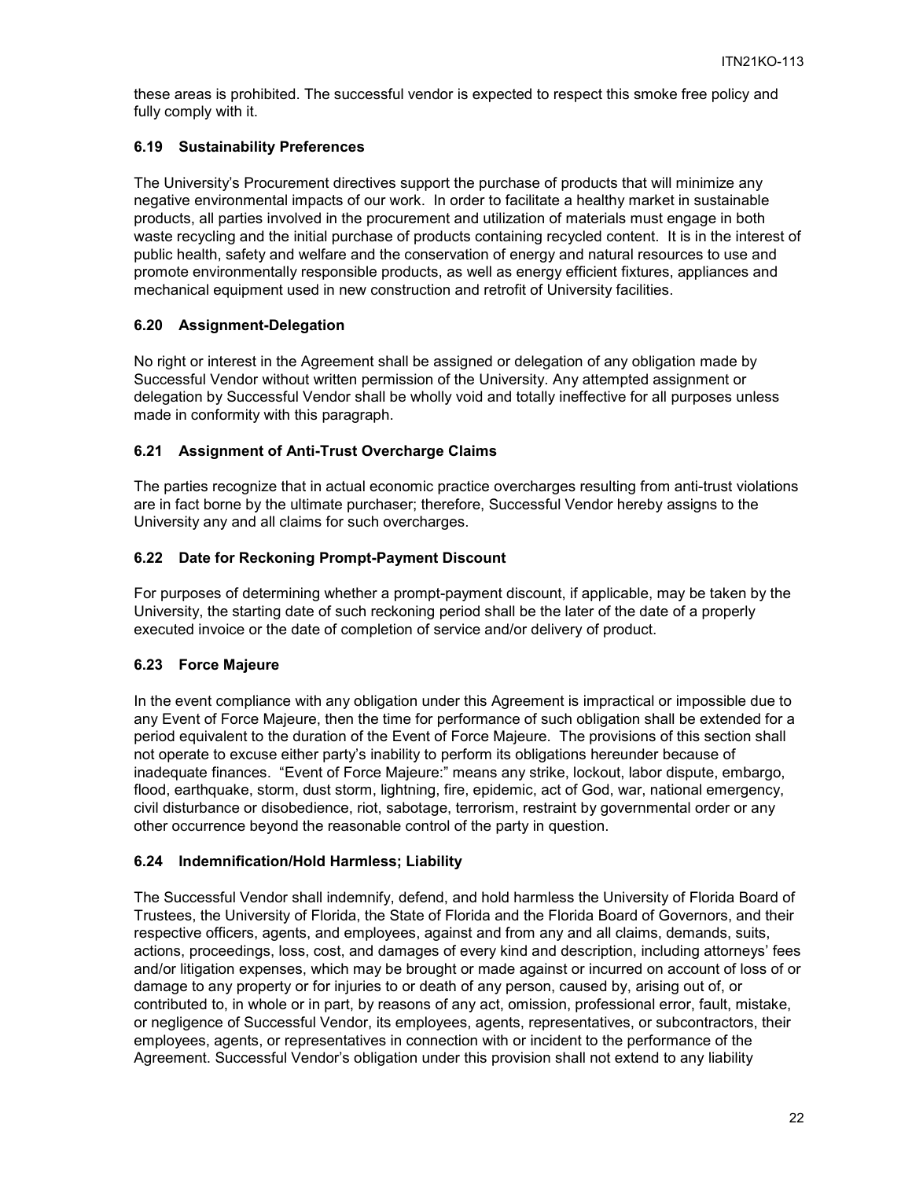these areas is prohibited. The successful vendor is expected to respect this smoke free policy and fully comply with it.

### 6.19 Sustainability Preferences

The University's Procurement directives support the purchase of products that will minimize any negative environmental impacts of our work. In order to facilitate a healthy market in sustainable products, all parties involved in the procurement and utilization of materials must engage in both waste recycling and the initial purchase of products containing recycled content. It is in the interest of public health, safety and welfare and the conservation of energy and natural resources to use and promote environmentally responsible products, as well as energy efficient fixtures, appliances and mechanical equipment used in new construction and retrofit of University facilities.

### 6.20 Assignment-Delegation

No right or interest in the Agreement shall be assigned or delegation of any obligation made by Successful Vendor without written permission of the University. Any attempted assignment or delegation by Successful Vendor shall be wholly void and totally ineffective for all purposes unless made in conformity with this paragraph.

### 6.21 Assignment of Anti-Trust Overcharge Claims

The parties recognize that in actual economic practice overcharges resulting from anti-trust violations are in fact borne by the ultimate purchaser; therefore, Successful Vendor hereby assigns to the University any and all claims for such overcharges.

### 6.22 Date for Reckoning Prompt-Payment Discount

For purposes of determining whether a prompt-payment discount, if applicable, may be taken by the University, the starting date of such reckoning period shall be the later of the date of a properly executed invoice or the date of completion of service and/or delivery of product.

### 6.23 Force Majeure

In the event compliance with any obligation under this Agreement is impractical or impossible due to any Event of Force Majeure, then the time for performance of such obligation shall be extended for a period equivalent to the duration of the Event of Force Majeure. The provisions of this section shall not operate to excuse either party's inability to perform its obligations hereunder because of inadequate finances. "Event of Force Majeure:" means any strike, lockout, labor dispute, embargo, flood, earthquake, storm, dust storm, lightning, fire, epidemic, act of God, war, national emergency, civil disturbance or disobedience, riot, sabotage, terrorism, restraint by governmental order or any other occurrence beyond the reasonable control of the party in question.

### 6.24 Indemnification/Hold Harmless; Liability

The Successful Vendor shall indemnify, defend, and hold harmless the University of Florida Board of Trustees, the University of Florida, the State of Florida and the Florida Board of Governors, and their respective officers, agents, and employees, against and from any and all claims, demands, suits, actions, proceedings, loss, cost, and damages of every kind and description, including attorneys' fees and/or litigation expenses, which may be brought or made against or incurred on account of loss of or damage to any property or for injuries to or death of any person, caused by, arising out of, or contributed to, in whole or in part, by reasons of any act, omission, professional error, fault, mistake, or negligence of Successful Vendor, its employees, agents, representatives, or subcontractors, their employees, agents, or representatives in connection with or incident to the performance of the Agreement. Successful Vendor's obligation under this provision shall not extend to any liability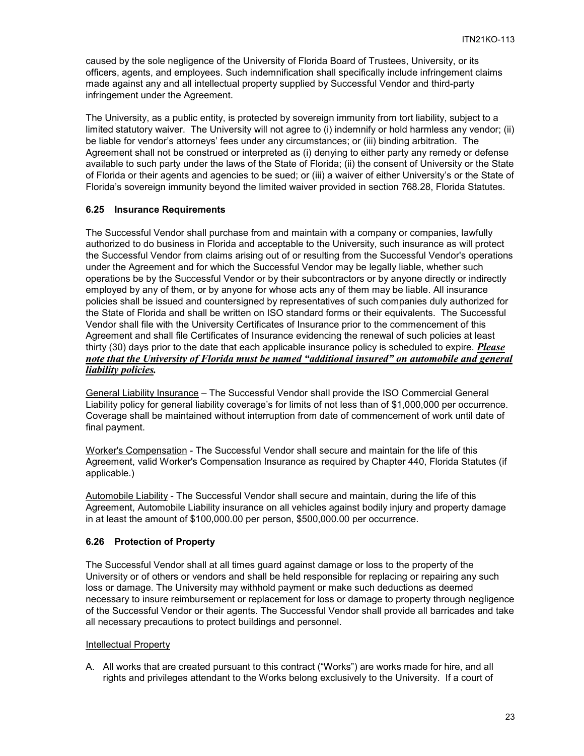caused by the sole negligence of the University of Florida Board of Trustees, University, or its officers, agents, and employees. Such indemnification shall specifically include infringement claims made against any and all intellectual property supplied by Successful Vendor and third-party infringement under the Agreement.

The University, as a public entity, is protected by sovereign immunity from tort liability, subject to a limited statutory waiver. The University will not agree to (i) indemnify or hold harmless any vendor; (ii) be liable for vendor's attorneys' fees under any circumstances; or (iii) binding arbitration. The Agreement shall not be construed or interpreted as (i) denying to either party any remedy or defense available to such party under the laws of the State of Florida; (ii) the consent of University or the State of Florida or their agents and agencies to be sued; or (iii) a waiver of either University's or the State of Florida's sovereign immunity beyond the limited waiver provided in section 768.28, Florida Statutes.

### 6.25 Insurance Requirements

The Successful Vendor shall purchase from and maintain with a company or companies, lawfully authorized to do business in Florida and acceptable to the University, such insurance as will protect the Successful Vendor from claims arising out of or resulting from the Successful Vendor's operations under the Agreement and for which the Successful Vendor may be legally liable, whether such operations be by the Successful Vendor or by their subcontractors or by anyone directly or indirectly employed by any of them, or by anyone for whose acts any of them may be liable. All insurance policies shall be issued and countersigned by representatives of such companies duly authorized for the State of Florida and shall be written on ISO standard forms or their equivalents. The Successful Vendor shall file with the University Certificates of Insurance prior to the commencement of this Agreement and shall file Certificates of Insurance evidencing the renewal of such policies at least thirty (30) days prior to the date that each applicable insurance policy is scheduled to expire. ***Please note that the University of Florida must be named "additional insured" on automobile and general liability policies.***

General Liability Insurance – The Successful Vendor shall provide the ISO Commercial General Liability policy for general liability coverage's for limits of not less than of $1,000,000 per occurrence. Coverage shall be maintained without interruption from date of commencement of work until date of final payment.

Worker's Compensation - The Successful Vendor shall secure and maintain for the life of this Agreement, valid Worker's Compensation Insurance as required by Chapter 440, Florida Statutes (if applicable.)

Automobile Liability - The Successful Vendor shall secure and maintain, during the life of this Agreement, Automobile Liability insurance on all vehicles against bodily injury and property damage in at least the amount of $100,000.00 per person, $500,000.00 per occurrence.

### 6.26 Protection of Property

The Successful Vendor shall at all times guard against damage or loss to the property of the University or of others or vendors and shall be held responsible for replacing or repairing any such loss or damage. The University may withhold payment or make such deductions as deemed necessary to insure reimbursement or replacement for loss or damage to property through negligence of the Successful Vendor or their agents. The Successful Vendor shall provide all barricades and take all necessary precautions to protect buildings and personnel.

Intellectual Property

A. All works that are created pursuant to this contract ("Works") are works made for hire, and all rights and privileges attendant to the Works belong exclusively to the University. If a court of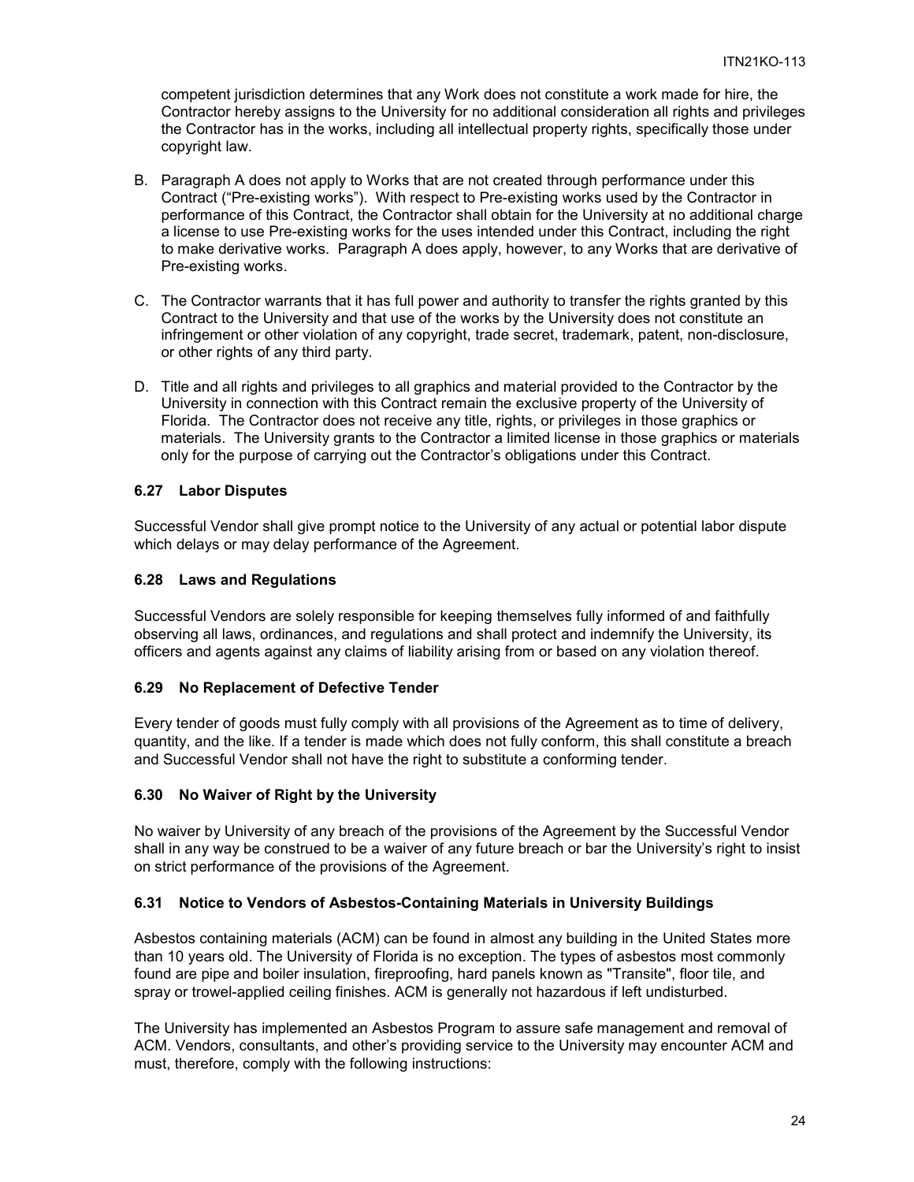competent jurisdiction determines that any Work does not constitute a work made for hire, the Contractor hereby assigns to the University for no additional consideration all rights and privileges the Contractor has in the works, including all intellectual property rights, specifically those under copyright law.

B. Paragraph A does not apply to Works that are not created through performance under this Contract ("Pre-existing works"). With respect to Pre-existing works used by the Contractor in performance of this Contract, the Contractor shall obtain for the University at no additional charge a license to use Pre-existing works for the uses intended under this Contract, including the right to make derivative works. Paragraph A does apply, however, to any Works that are derivative of Pre-existing works.

C. The Contractor warrants that it has full power and authority to transfer the rights granted by this Contract to the University and that use of the works by the University does not constitute an infringement or other violation of any copyright, trade secret, trademark, patent, non-disclosure, or other rights of any third party.

D. Title and all rights and privileges to all graphics and material provided to the Contractor by the University in connection with this Contract remain the exclusive property of the University of Florida. The Contractor does not receive any title, rights, or privileges in those graphics or materials. The University grants to the Contractor a limited license in those graphics or materials only for the purpose of carrying out the Contractor's obligations under this Contract.

### 6.27 Labor Disputes

Successful Vendor shall give prompt notice to the University of any actual or potential labor dispute which delays or may delay performance of the Agreement.

### 6.28 Laws and Regulations

Successful Vendors are solely responsible for keeping themselves fully informed of and faithfully observing all laws, ordinances, and regulations and shall protect and indemnify the University, its officers and agents against any claims of liability arising from or based on any violation thereof.

### 6.29 No Replacement of Defective Tender

Every tender of goods must fully comply with all provisions of the Agreement as to time of delivery, quantity, and the like. If a tender is made which does not fully conform, this shall constitute a breach and Successful Vendor shall not have the right to substitute a conforming tender.

### 6.30 No Waiver of Right by the University

No waiver by University of any breach of the provisions of the Agreement by the Successful Vendor shall in any way be construed to be a waiver of any future breach or bar the University's right to insist on strict performance of the provisions of the Agreement.

### 6.31 Notice to Vendors of Asbestos-Containing Materials in University Buildings

Asbestos containing materials (ACM) can be found in almost any building in the United States more than 10 years old. The University of Florida is no exception. The types of asbestos most commonly found are pipe and boiler insulation, fireproofing, hard panels known as "Transite", floor tile, and spray or trowel-applied ceiling finishes. ACM is generally not hazardous if left undisturbed.

The University has implemented an Asbestos Program to assure safe management and removal of ACM. Vendors, consultants, and other's providing service to the University may encounter ACM and must, therefore, comply with the following instructions: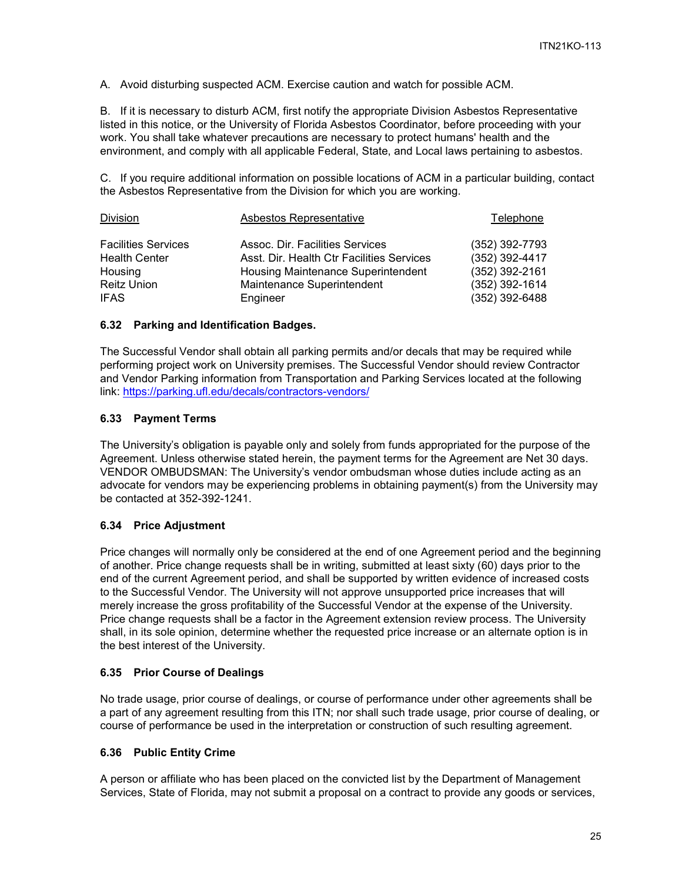A. Avoid disturbing suspected ACM. Exercise caution and watch for possible ACM.

B. If it is necessary to disturb ACM, first notify the appropriate Division Asbestos Representative listed in this notice, or the University of Florida Asbestos Coordinator, before proceeding with your work. You shall take whatever precautions are necessary to protect humans' health and the environment, and comply with all applicable Federal, State, and Local laws pertaining to asbestos.

C. If you require additional information on possible locations of ACM in a particular building, contact the Asbestos Representative from the Division for which you are working.

| Division | Asbestos Representative | Telephone |
|---|---|---|
| Facilities Services | Assoc. Dir. Facilities Services | (352) 392-7793 |
| Health Center | Asst. Dir. Health Ctr Facilities Services | (352) 392-4417 |
| Housing | Housing Maintenance Superintendent | (352) 392-2161 |
| Reitz Union | Maintenance Superintendent | (352) 392-1614 |
| IFAS | Engineer | (352) 392-6488 |

### 6.32 Parking and Identification Badges.

The Successful Vendor shall obtain all parking permits and/or decals that may be required while performing project work on University premises. The Successful Vendor should review Contractor and Vendor Parking information from Transportation and Parking Services located at the following link: https://parking.ufl.edu/decals/contractors-vendors/

### 6.33 Payment Terms

The University's obligation is payable only and solely from funds appropriated for the purpose of the Agreement. Unless otherwise stated herein, the payment terms for the Agreement are Net 30 days. VENDOR OMBUDSMAN: The University's vendor ombudsman whose duties include acting as an advocate for vendors may be experiencing problems in obtaining payment(s) from the University may be contacted at 352-392-1241.

### 6.34 Price Adjustment

Price changes will normally only be considered at the end of one Agreement period and the beginning of another. Price change requests shall be in writing, submitted at least sixty (60) days prior to the end of the current Agreement period, and shall be supported by written evidence of increased costs to the Successful Vendor. The University will not approve unsupported price increases that will merely increase the gross profitability of the Successful Vendor at the expense of the University. Price change requests shall be a factor in the Agreement extension review process. The University shall, in its sole opinion, determine whether the requested price increase or an alternate option is in the best interest of the University.

### 6.35 Prior Course of Dealings

No trade usage, prior course of dealings, or course of performance under other agreements shall be a part of any agreement resulting from this ITN; nor shall such trade usage, prior course of dealing, or course of performance be used in the interpretation or construction of such resulting agreement.

### 6.36 Public Entity Crime

A person or affiliate who has been placed on the convicted list by the Department of Management Services, State of Florida, may not submit a proposal on a contract to provide any goods or services,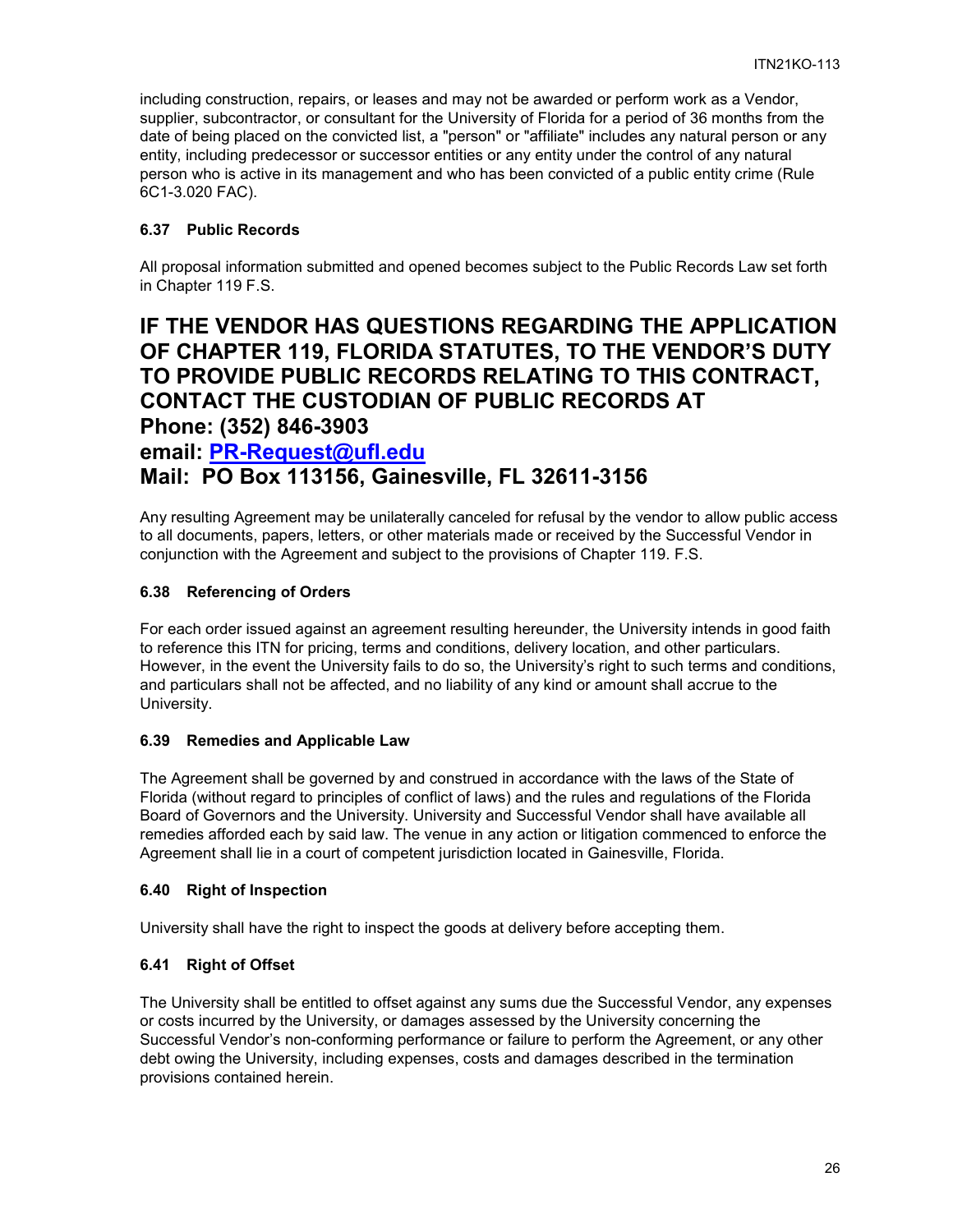including construction, repairs, or leases and may not be awarded or perform work as a Vendor, supplier, subcontractor, or consultant for the University of Florida for a period of 36 months from the date of being placed on the convicted list, a "person" or "affiliate" includes any natural person or any entity, including predecessor or successor entities or any entity under the control of any natural person who is active in its management and who has been convicted of a public entity crime (Rule 6C1-3.020 FAC).

### 6.37 Public Records

All proposal information submitted and opened becomes subject to the Public Records Law set forth in Chapter 119 F.S.

## IF THE VENDOR HAS QUESTIONS REGARDING THE APPLICATION OF CHAPTER 119, FLORIDA STATUTES, TO THE VENDOR'S DUTY TO PROVIDE PUBLIC RECORDS RELATING TO THIS CONTRACT, CONTACT THE CUSTODIAN OF PUBLIC RECORDS AT Phone: (352) 846-3903 email: PR-Request@ufl.edu Mail: PO Box 113156, Gainesville, FL 32611-3156

Any resulting Agreement may be unilaterally canceled for refusal by the vendor to allow public access to all documents, papers, letters, or other materials made or received by the Successful Vendor in conjunction with the Agreement and subject to the provisions of Chapter 119. F.S.

### 6.38 Referencing of Orders

For each order issued against an agreement resulting hereunder, the University intends in good faith to reference this ITN for pricing, terms and conditions, delivery location, and other particulars. However, in the event the University fails to do so, the University's right to such terms and conditions, and particulars shall not be affected, and no liability of any kind or amount shall accrue to the University.

### 6.39 Remedies and Applicable Law

The Agreement shall be governed by and construed in accordance with the laws of the State of Florida (without regard to principles of conflict of laws) and the rules and regulations of the Florida Board of Governors and the University. University and Successful Vendor shall have available all remedies afforded each by said law. The venue in any action or litigation commenced to enforce the Agreement shall lie in a court of competent jurisdiction located in Gainesville, Florida.

### 6.40 Right of Inspection

University shall have the right to inspect the goods at delivery before accepting them.

### 6.41 Right of Offset

The University shall be entitled to offset against any sums due the Successful Vendor, any expenses or costs incurred by the University, or damages assessed by the University concerning the Successful Vendor's non-conforming performance or failure to perform the Agreement, or any other debt owing the University, including expenses, costs and damages described in the termination provisions contained herein.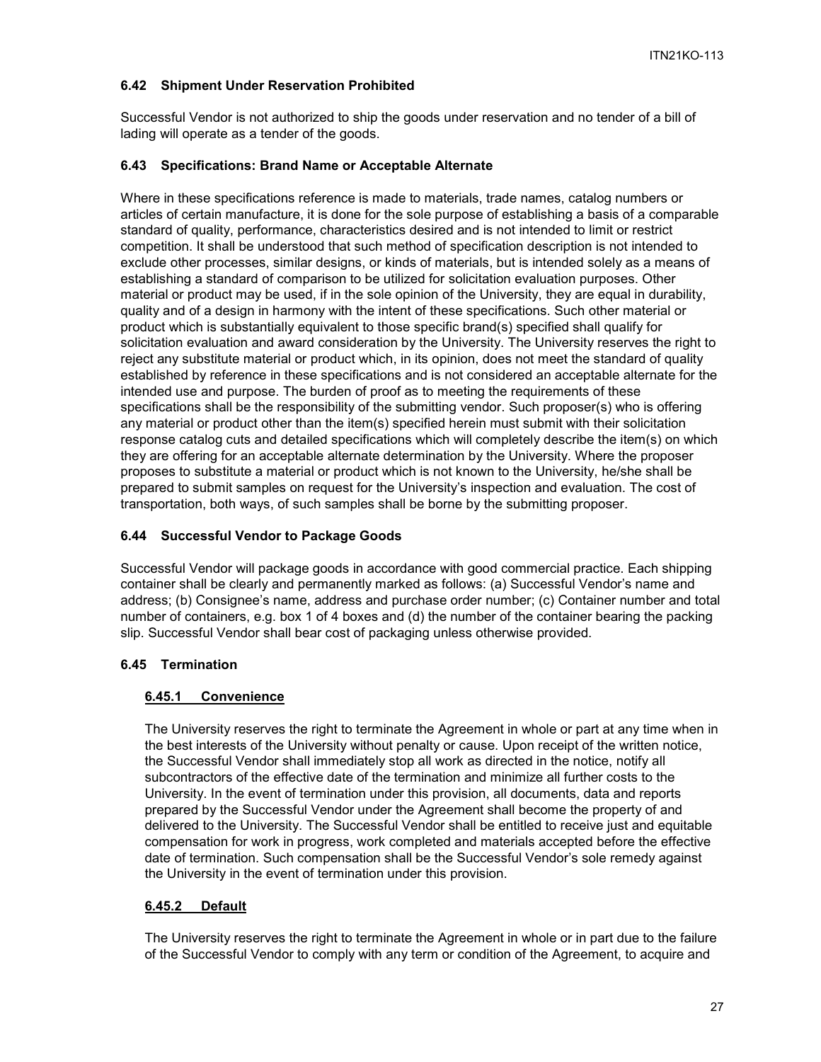### 6.42 Shipment Under Reservation Prohibited

Successful Vendor is not authorized to ship the goods under reservation and no tender of a bill of lading will operate as a tender of the goods.

### 6.43 Specifications: Brand Name or Acceptable Alternate

Where in these specifications reference is made to materials, trade names, catalog numbers or articles of certain manufacture, it is done for the sole purpose of establishing a basis of a comparable standard of quality, performance, characteristics desired and is not intended to limit or restrict competition. It shall be understood that such method of specification description is not intended to exclude other processes, similar designs, or kinds of materials, but is intended solely as a means of establishing a standard of comparison to be utilized for solicitation evaluation purposes. Other material or product may be used, if in the sole opinion of the University, they are equal in durability, quality and of a design in harmony with the intent of these specifications. Such other material or product which is substantially equivalent to those specific brand(s) specified shall qualify for solicitation evaluation and award consideration by the University. The University reserves the right to reject any substitute material or product which, in its opinion, does not meet the standard of quality established by reference in these specifications and is not considered an acceptable alternate for the intended use and purpose. The burden of proof as to meeting the requirements of these specifications shall be the responsibility of the submitting vendor. Such proposer(s) who is offering any material or product other than the item(s) specified herein must submit with their solicitation response catalog cuts and detailed specifications which will completely describe the item(s) on which they are offering for an acceptable alternate determination by the University. Where the proposer proposes to substitute a material or product which is not known to the University, he/she shall be prepared to submit samples on request for the University's inspection and evaluation. The cost of transportation, both ways, of such samples shall be borne by the submitting proposer.

### 6.44 Successful Vendor to Package Goods

Successful Vendor will package goods in accordance with good commercial practice. Each shipping container shall be clearly and permanently marked as follows: (a) Successful Vendor's name and address; (b) Consignee's name, address and purchase order number; (c) Container number and total number of containers, e.g. box 1 of 4 boxes and (d) the number of the container bearing the packing slip. Successful Vendor shall bear cost of packaging unless otherwise provided.

### 6.45 Termination

#### 6.45.1 Convenience

The University reserves the right to terminate the Agreement in whole or part at any time when in the best interests of the University without penalty or cause. Upon receipt of the written notice, the Successful Vendor shall immediately stop all work as directed in the notice, notify all subcontractors of the effective date of the termination and minimize all further costs to the University. In the event of termination under this provision, all documents, data and reports prepared by the Successful Vendor under the Agreement shall become the property of and delivered to the University. The Successful Vendor shall be entitled to receive just and equitable compensation for work in progress, work completed and materials accepted before the effective date of termination. Such compensation shall be the Successful Vendor's sole remedy against the University in the event of termination under this provision.

#### 6.45.2 Default

The University reserves the right to terminate the Agreement in whole or in part due to the failure of the Successful Vendor to comply with any term or condition of the Agreement, to acquire and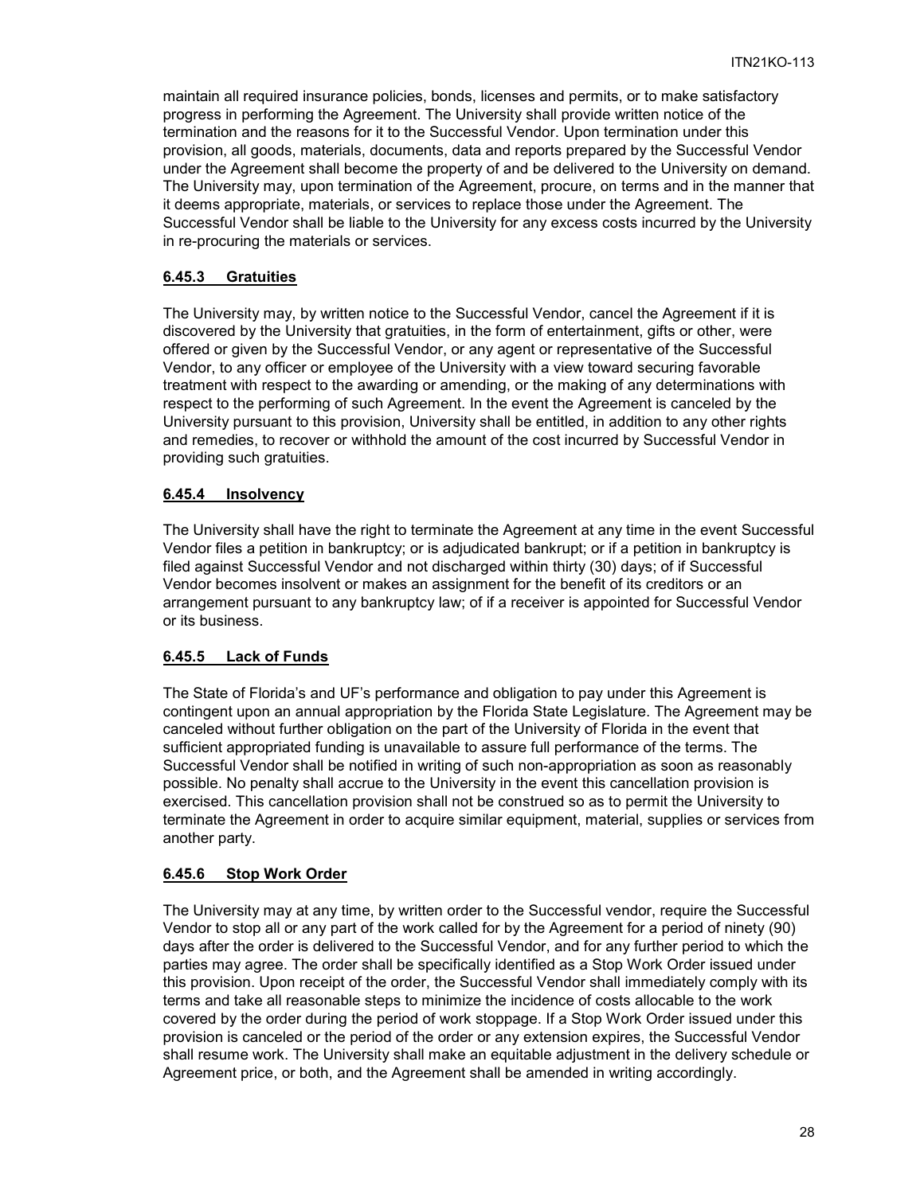maintain all required insurance policies, bonds, licenses and permits, or to make satisfactory progress in performing the Agreement. The University shall provide written notice of the termination and the reasons for it to the Successful Vendor. Upon termination under this provision, all goods, materials, documents, data and reports prepared by the Successful Vendor under the Agreement shall become the property of and be delivered to the University on demand. The University may, upon termination of the Agreement, procure, on terms and in the manner that it deems appropriate, materials, or services to replace those under the Agreement. The Successful Vendor shall be liable to the University for any excess costs incurred by the University in re-procuring the materials or services.

### 6.45.3 Gratuities

The University may, by written notice to the Successful Vendor, cancel the Agreement if it is discovered by the University that gratuities, in the form of entertainment, gifts or other, were offered or given by the Successful Vendor, or any agent or representative of the Successful Vendor, to any officer or employee of the University with a view toward securing favorable treatment with respect to the awarding or amending, or the making of any determinations with respect to the performing of such Agreement. In the event the Agreement is canceled by the University pursuant to this provision, University shall be entitled, in addition to any other rights and remedies, to recover or withhold the amount of the cost incurred by Successful Vendor in providing such gratuities.

### 6.45.4 Insolvency

The University shall have the right to terminate the Agreement at any time in the event Successful Vendor files a petition in bankruptcy; or is adjudicated bankrupt; or if a petition in bankruptcy is filed against Successful Vendor and not discharged within thirty (30) days; of if Successful Vendor becomes insolvent or makes an assignment for the benefit of its creditors or an arrangement pursuant to any bankruptcy law; of if a receiver is appointed for Successful Vendor or its business.

### 6.45.5 Lack of Funds

The State of Florida's and UF's performance and obligation to pay under this Agreement is contingent upon an annual appropriation by the Florida State Legislature. The Agreement may be canceled without further obligation on the part of the University of Florida in the event that sufficient appropriated funding is unavailable to assure full performance of the terms. The Successful Vendor shall be notified in writing of such non-appropriation as soon as reasonably possible. No penalty shall accrue to the University in the event this cancellation provision is exercised. This cancellation provision shall not be construed so as to permit the University to terminate the Agreement in order to acquire similar equipment, material, supplies or services from another party.

### 6.45.6 Stop Work Order

The University may at any time, by written order to the Successful vendor, require the Successful Vendor to stop all or any part of the work called for by the Agreement for a period of ninety (90) days after the order is delivered to the Successful Vendor, and for any further period to which the parties may agree. The order shall be specifically identified as a Stop Work Order issued under this provision. Upon receipt of the order, the Successful Vendor shall immediately comply with its terms and take all reasonable steps to minimize the incidence of costs allocable to the work covered by the order during the period of work stoppage. If a Stop Work Order issued under this provision is canceled or the period of the order or any extension expires, the Successful Vendor shall resume work. The University shall make an equitable adjustment in the delivery schedule or Agreement price, or both, and the Agreement shall be amended in writing accordingly.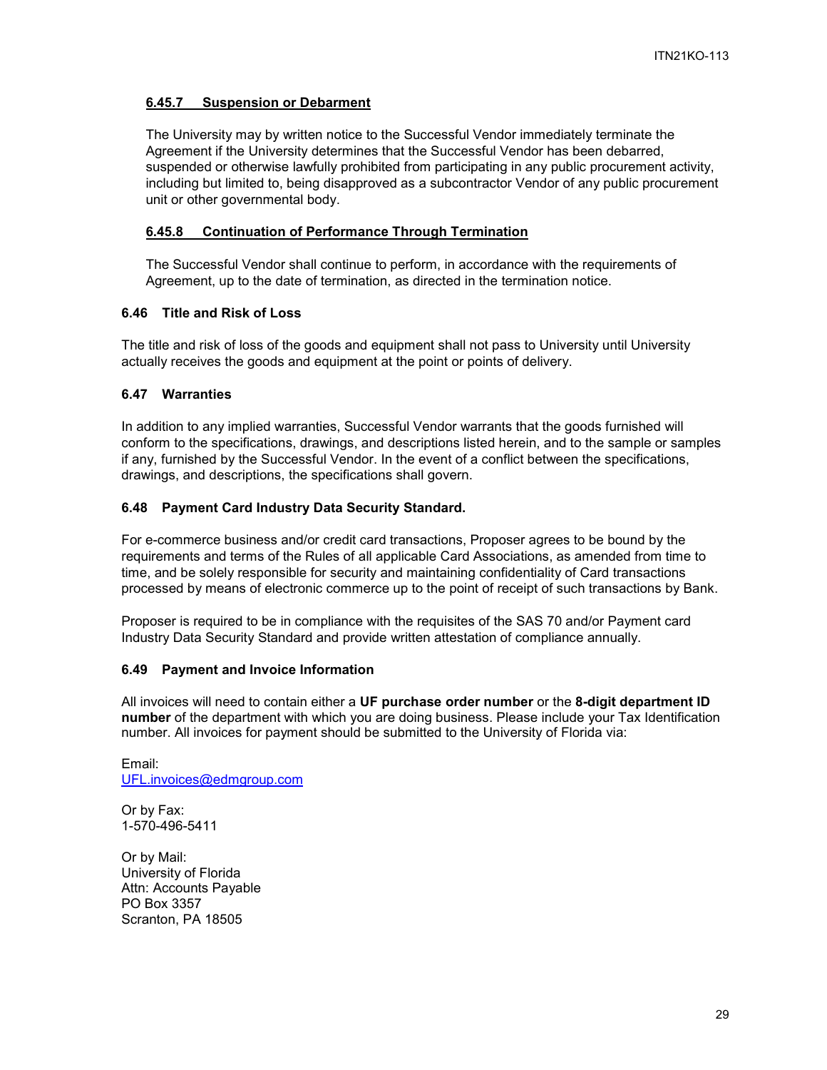#### 6.45.7 Suspension or Debarment

The University may by written notice to the Successful Vendor immediately terminate the Agreement if the University determines that the Successful Vendor has been debarred, suspended or otherwise lawfully prohibited from participating in any public procurement activity, including but limited to, being disapproved as a subcontractor Vendor of any public procurement unit or other governmental body.

#### 6.45.8 Continuation of Performance Through Termination

The Successful Vendor shall continue to perform, in accordance with the requirements of Agreement, up to the date of termination, as directed in the termination notice.

### 6.46 Title and Risk of Loss

The title and risk of loss of the goods and equipment shall not pass to University until University actually receives the goods and equipment at the point or points of delivery.

### 6.47 Warranties

In addition to any implied warranties, Successful Vendor warrants that the goods furnished will conform to the specifications, drawings, and descriptions listed herein, and to the sample or samples if any, furnished by the Successful Vendor. In the event of a conflict between the specifications, drawings, and descriptions, the specifications shall govern.

### 6.48 Payment Card Industry Data Security Standard.

For e-commerce business and/or credit card transactions, Proposer agrees to be bound by the requirements and terms of the Rules of all applicable Card Associations, as amended from time to time, and be solely responsible for security and maintaining confidentiality of Card transactions processed by means of electronic commerce up to the point of receipt of such transactions by Bank.

Proposer is required to be in compliance with the requisites of the SAS 70 and/or Payment card Industry Data Security Standard and provide written attestation of compliance annually.

### 6.49 Payment and Invoice Information

All invoices will need to contain either a **UF purchase order number** or the **8-digit department ID number** of the department with which you are doing business. Please include your Tax Identification number. All invoices for payment should be submitted to the University of Florida via:

Email:
UFL.invoices@edmgroup.com

Or by Fax:
1-570-496-5411

Or by Mail:
University of Florida
Attn: Accounts Payable
PO Box 3357
Scranton, PA 18505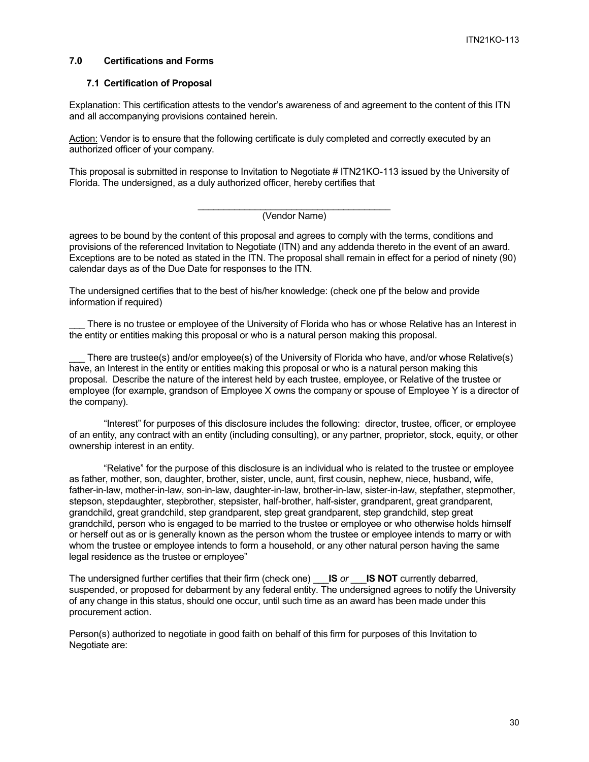## 7.0 Certifications and Forms

### 7.1 Certification of Proposal

Explanation: This certification attests to the vendor's awareness of and agreement to the content of this ITN and all accompanying provisions contained herein.

Action: Vendor is to ensure that the following certificate is duly completed and correctly executed by an authorized officer of your company.

This proposal is submitted in response to Invitation to Negotiate # ITN21KO-113 issued by the University of Florida. The undersigned, as a duly authorized officer, hereby certifies that

______________________________________
(Vendor Name)

agrees to be bound by the content of this proposal and agrees to comply with the terms, conditions and provisions of the referenced Invitation to Negotiate (ITN) and any addenda thereto in the event of an award. Exceptions are to be noted as stated in the ITN. The proposal shall remain in effect for a period of ninety (90) calendar days as of the Due Date for responses to the ITN.

The undersigned certifies that to the best of his/her knowledge: (check one pf the below and provide information if required)

___ There is no trustee or employee of the University of Florida who has or whose Relative has an Interest in the entity or entities making this proposal or who is a natural person making this proposal.

___ There are trustee(s) and/or employee(s) of the University of Florida who have, and/or whose Relative(s) have, an Interest in the entity or entities making this proposal or who is a natural person making this proposal. Describe the nature of the interest held by each trustee, employee, or Relative of the trustee or employee (for example, grandson of Employee X owns the company or spouse of Employee Y is a director of the company).

"Interest" for purposes of this disclosure includes the following: director, trustee, officer, or employee of an entity, any contract with an entity (including consulting), or any partner, proprietor, stock, equity, or other ownership interest in an entity.

"Relative" for the purpose of this disclosure is an individual who is related to the trustee or employee as father, mother, son, daughter, brother, sister, uncle, aunt, first cousin, nephew, niece, husband, wife, father-in-law, mother-in-law, son-in-law, daughter-in-law, brother-in-law, sister-in-law, stepfather, stepmother, stepson, stepdaughter, stepbrother, stepsister, half-brother, half-sister, grandparent, great grandparent, grandchild, great grandchild, step grandparent, step great grandparent, step grandchild, step great grandchild, person who is engaged to be married to the trustee or employee or who otherwise holds himself or herself out as or is generally known as the person whom the trustee or employee intends to marry or with whom the trustee or employee intends to form a household, or any other natural person having the same legal residence as the trustee or employee"

The undersigned further certifies that their firm (check one) ___**IS** *or* ___**IS NOT** currently debarred, suspended, or proposed for debarment by any federal entity. The undersigned agrees to notify the University of any change in this status, should one occur, until such time as an award has been made under this procurement action.

Person(s) authorized to negotiate in good faith on behalf of this firm for purposes of this Invitation to Negotiate are: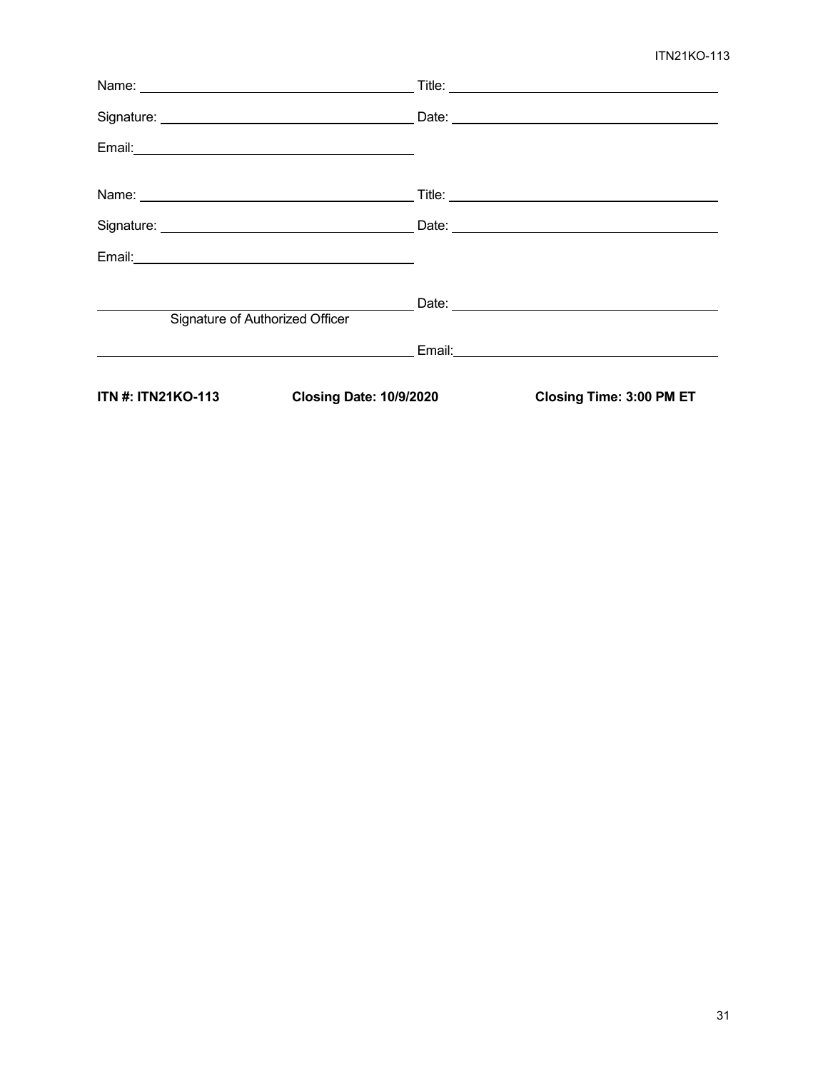Name: ______________________________ Title: ______________________________

Signature: ______________________________ Date: ______________________________

Email: ______________________________

Name: ______________________________ Title: ______________________________

Signature: ______________________________ Date: ______________________________

Email: ______________________________

______________________________ Date: ______________________________
Signature of Authorized Officer

______________________________ Email: ______________________________

**ITN #: ITN21KO-113** **Closing Date: 10/9/2020** **Closing Time: 3:00 PM ET**